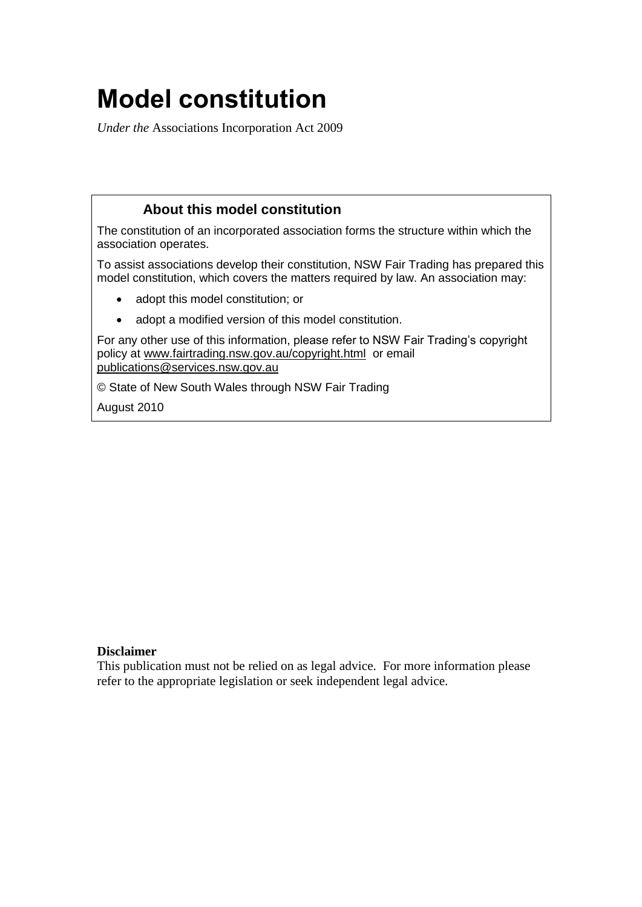# Model constitution

*Under the* Associations Incorporation Act 2009

### About this model constitution

The constitution of an incorporated association forms the structure within which the association operates.

To assist associations develop their constitution, NSW Fair Trading has prepared this model constitution, which covers the matters required by law. An association may:

- adopt this model constitution; or
- adopt a modified version of this model constitution.

For any other use of this information, please refer to NSW Fair Trading's copyright policy at www.fairtrading.nsw.gov.au/copyright.html or email publications@services.nsw.gov.au

© State of New South Wales through NSW Fair Trading

August 2010

**Disclaimer**

This publication must not be relied on as legal advice. For more information please refer to the appropriate legislation or seek independent legal advice.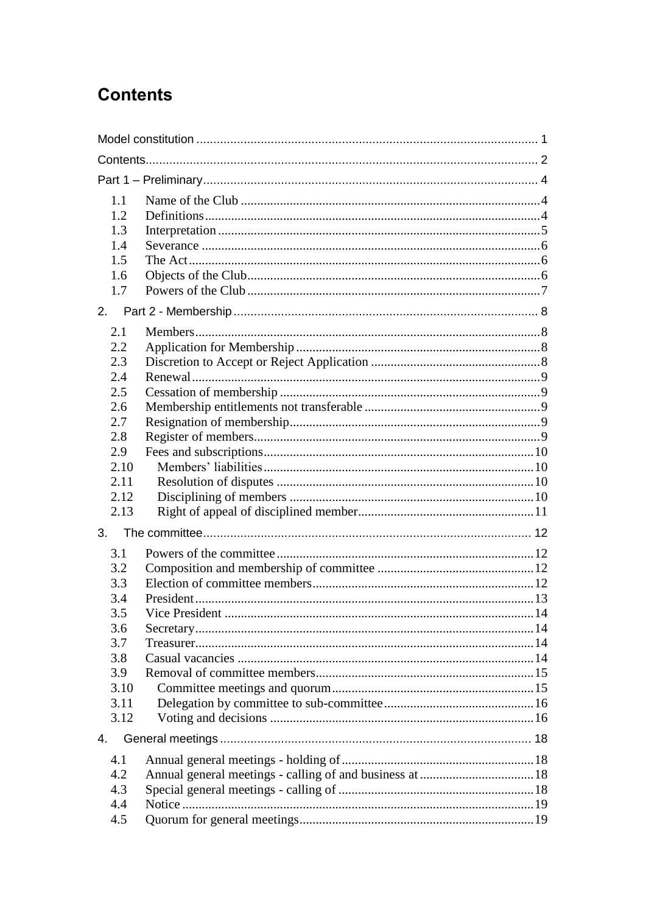# Contents

Model constitution ..................................................................................................... 1

Contents..................................................................................................................... 2

Part 1 – Preliminary.................................................................................................... 4

1.1 Name of the Club ........................................................................................... 4
1.2 Definitions...................................................................................................... 4
1.3 Interpretation.................................................................................................. 5
1.4 Severance ....................................................................................................... 6
1.5 The Act........................................................................................................... 6
1.6 Objects of the Club......................................................................................... 6
1.7 Powers of the Club ......................................................................................... 7

2. Part 2 - Membership.............................................................................................. 8

2.1 Members......................................................................................................... 8
2.2 Application for Membership ........................................................................... 8
2.3 Discretion to Accept or Reject Application ..................................................... 8
2.4 Renewal.......................................................................................................... 9
2.5 Cessation of membership ............................................................................... 9
2.6 Membership entitlements not transferable ...................................................... 9
2.7 Resignation of membership............................................................................. 9
2.8 Register of members........................................................................................ 9
2.9 Fees and subscriptions.................................................................................. 10
2.10 Members' liabilities.................................................................................... 10
2.11 Resolution of disputes ............................................................................... 10
2.12 Disciplining of members ............................................................................ 10
2.13 Right of appeal of disciplined member....................................................... 11

3. The committee..................................................................................................... 12

3.1 Powers of the committee............................................................................... 12
3.2 Composition and membership of committee ................................................ 12
3.3 Election of committee members.................................................................... 12
3.4 President....................................................................................................... 13
3.5 Vice President .............................................................................................. 14
3.6 Secretary....................................................................................................... 14
3.7 Treasurer....................................................................................................... 14
3.8 Casual vacancies .......................................................................................... 14
3.9 Removal of committee members................................................................... 15
3.10 Committee meetings and quorum.............................................................. 15
3.11 Delegation by committee to sub-committee............................................... 16
3.12 Voting and decisions ................................................................................. 16

4. General meetings................................................................................................ 18

4.1 Annual general meetings - holding of........................................................... 18
4.2 Annual general meetings - calling of and business at ................................... 18
4.3 Special general meetings - calling of ............................................................ 18
4.4 Notice ........................................................................................................... 19
4.5 Quorum for general meetings........................................................................ 19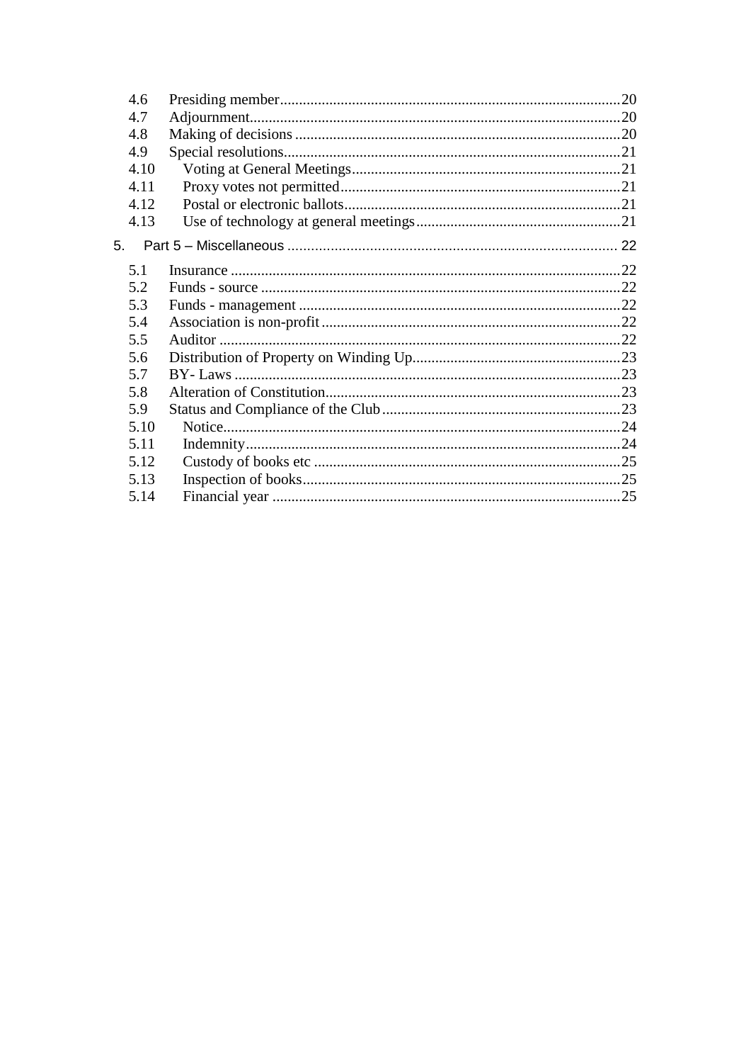4.6 Presiding member........................................................................................20
4.7 Adjournment.................................................................................................20
4.8 Making of decisions .....................................................................................20
4.9 Special resolutions........................................................................................21
4.10 Voting at General Meetings......................................................................21
4.11 Proxy votes not permitted.........................................................................21
4.12 Postal or electronic ballots.........................................................................21
4.13 Use of technology at general meetings......................................................21

5. Part 5 – Miscellaneous ..................................................................................... 22

5.1 Insurance ......................................................................................................22
5.2 Funds - source ..............................................................................................22
5.3 Funds - management ....................................................................................22
5.4 Association is non-profit ...............................................................................22
5.5 Auditor .........................................................................................................22
5.6 Distribution of Property on Winding Up.......................................................23
5.7 BY- Laws .....................................................................................................23
5.8 Alteration of Constitution.............................................................................23
5.9 Status and Compliance of the Club ...............................................................23
5.10 Notice........................................................................................................24
5.11 Indemnity..................................................................................................24
5.12 Custody of books etc .................................................................................25
5.13 Inspection of books....................................................................................25
5.14 Financial year ...........................................................................................25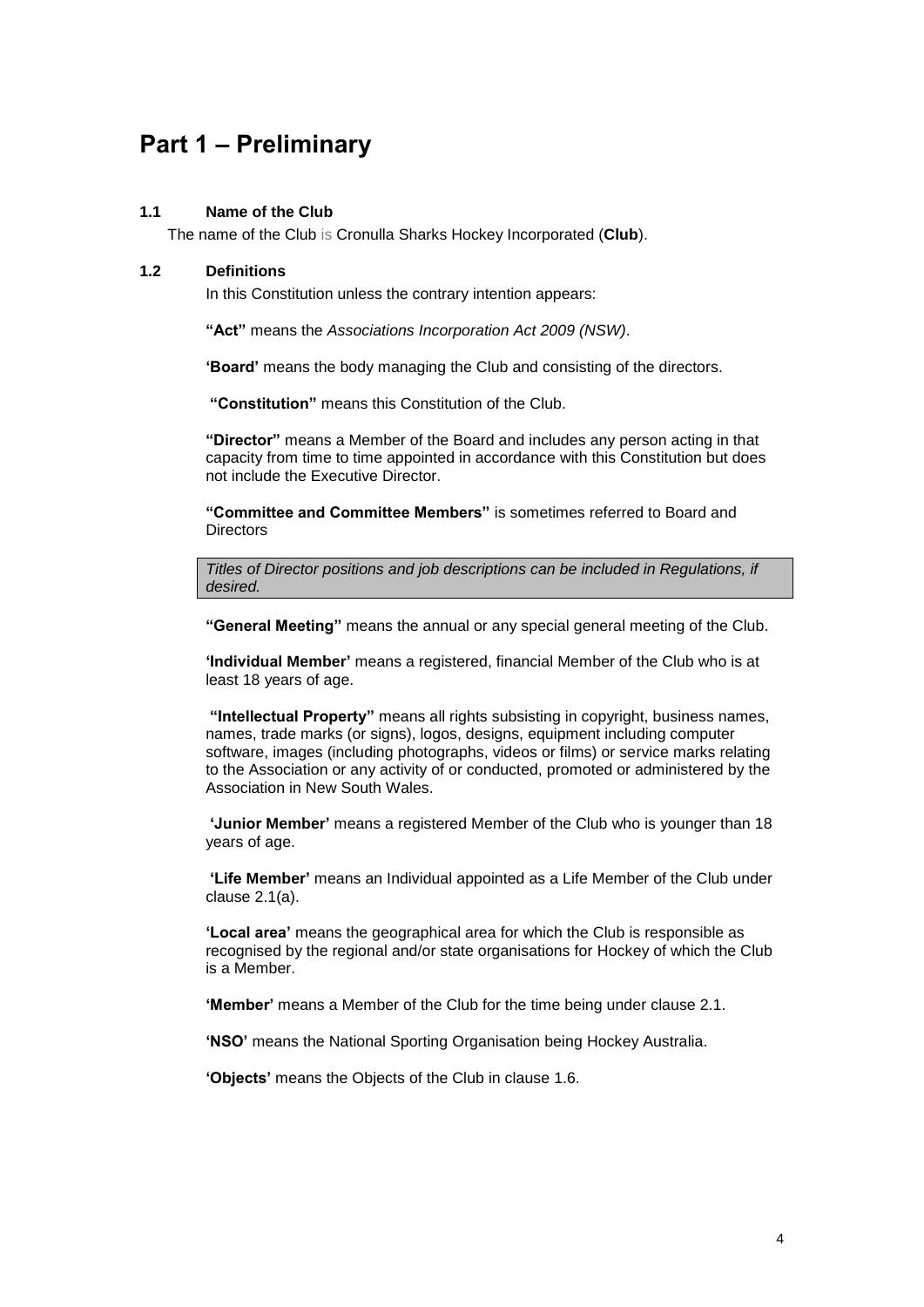# Part 1 – Preliminary

### 1.1 Name of the Club

The name of the Club is Cronulla Sharks Hockey Incorporated (**Club**).

### 1.2 Definitions

In this Constitution unless the contrary intention appears:

**"Act"** means the *Associations Incorporation Act 2009 (NSW)*.

**'Board'** means the body managing the Club and consisting of the directors.

**"Constitution"** means this Constitution of the Club.

**"Director"** means a Member of the Board and includes any person acting in that capacity from time to time appointed in accordance with this Constitution but does not include the Executive Director.

**"Committee and Committee Members"** is sometimes referred to Board and Directors

*Titles of Director positions and job descriptions can be included in Regulations, if desired.*

**"General Meeting"** means the annual or any special general meeting of the Club.

**'Individual Member'** means a registered, financial Member of the Club who is at least 18 years of age.

**"Intellectual Property"** means all rights subsisting in copyright, business names, names, trade marks (or signs), logos, designs, equipment including computer software, images (including photographs, videos or films) or service marks relating to the Association or any activity of or conducted, promoted or administered by the Association in New South Wales.

**'Junior Member'** means a registered Member of the Club who is younger than 18 years of age.

**'Life Member'** means an Individual appointed as a Life Member of the Club under clause 2.1(a).

**'Local area'** means the geographical area for which the Club is responsible as recognised by the regional and/or state organisations for Hockey of which the Club is a Member.

**'Member'** means a Member of the Club for the time being under clause 2.1.

**'NSO'** means the National Sporting Organisation being Hockey Australia.

**'Objects'** means the Objects of the Club in clause 1.6.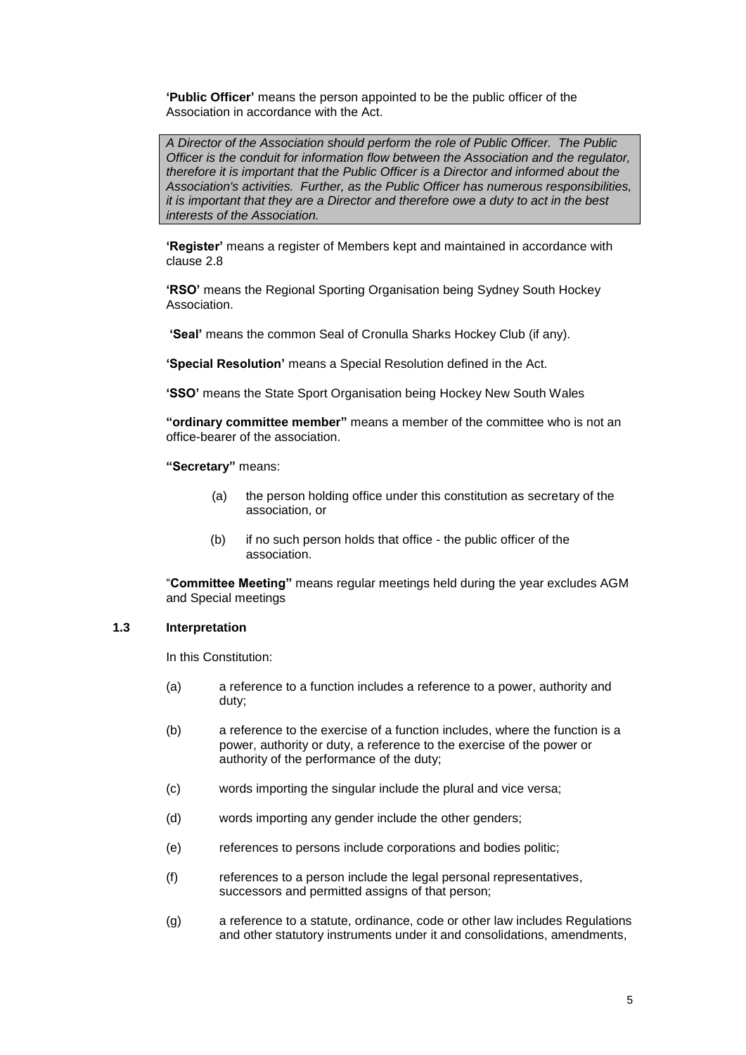**'Public Officer'** means the person appointed to be the public officer of the Association in accordance with the Act.

> *A Director of the Association should perform the role of Public Officer. The Public Officer is the conduit for information flow between the Association and the regulator, therefore it is important that the Public Officer is a Director and informed about the Association's activities. Further, as the Public Officer has numerous responsibilities, it is important that they are a Director and therefore owe a duty to act in the best interests of the Association.*

**'Register'** means a register of Members kept and maintained in accordance with clause 2.8

**'RSO'** means the Regional Sporting Organisation being Sydney South Hockey Association.

**'Seal'** means the common Seal of Cronulla Sharks Hockey Club (if any).

**'Special Resolution'** means a Special Resolution defined in the Act.

**'SSO'** means the State Sport Organisation being Hockey New South Wales

**"ordinary committee member"** means a member of the committee who is not an office-bearer of the association.

**"Secretary"** means:

(a) the person holding office under this constitution as secretary of the association, or

(b) if no such person holds that office - the public officer of the association.

"**Committee Meeting"** means regular meetings held during the year excludes AGM and Special meetings

### 1.3 Interpretation

In this Constitution:

(a) a reference to a function includes a reference to a power, authority and duty;

(b) a reference to the exercise of a function includes, where the function is a power, authority or duty, a reference to the exercise of the power or authority of the performance of the duty;

(c) words importing the singular include the plural and vice versa;

(d) words importing any gender include the other genders;

(e) references to persons include corporations and bodies politic;

(f) references to a person include the legal personal representatives, successors and permitted assigns of that person;

(g) a reference to a statute, ordinance, code or other law includes Regulations and other statutory instruments under it and consolidations, amendments,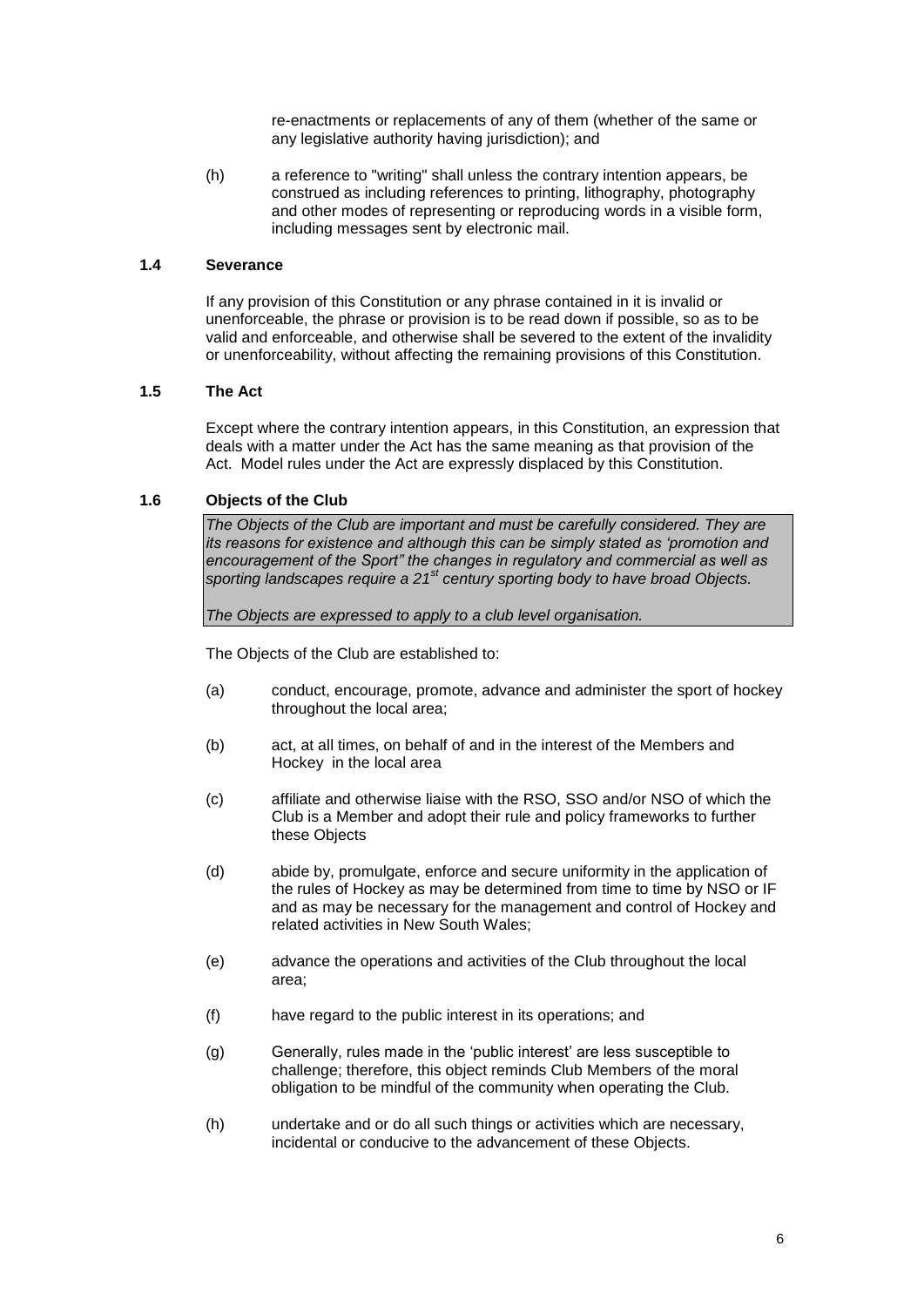re-enactments or replacements of any of them (whether of the same or any legislative authority having jurisdiction); and

(h) a reference to "writing" shall unless the contrary intention appears, be construed as including references to printing, lithography, photography and other modes of representing or reproducing words in a visible form, including messages sent by electronic mail.

### 1.4 Severance

If any provision of this Constitution or any phrase contained in it is invalid or unenforceable, the phrase or provision is to be read down if possible, so as to be valid and enforceable, and otherwise shall be severed to the extent of the invalidity or unenforceability, without affecting the remaining provisions of this Constitution.

### 1.5 The Act

Except where the contrary intention appears, in this Constitution, an expression that deals with a matter under the Act has the same meaning as that provision of the Act. Model rules under the Act are expressly displaced by this Constitution.

### 1.6 Objects of the Club

> *The Objects of the Club are important and must be carefully considered. They are its reasons for existence and although this can be simply stated as 'promotion and encouragement of the Sport" the changes in regulatory and commercial as well as sporting landscapes require a 21st century sporting body to have broad Objects.*
>
> *The Objects are expressed to apply to a club level organisation.*

The Objects of the Club are established to:

(a) conduct, encourage, promote, advance and administer the sport of hockey throughout the local area;

(b) act, at all times, on behalf of and in the interest of the Members and Hockey in the local area

(c) affiliate and otherwise liaise with the RSO, SSO and/or NSO of which the Club is a Member and adopt their rule and policy frameworks to further these Objects

(d) abide by, promulgate, enforce and secure uniformity in the application of the rules of Hockey as may be determined from time to time by NSO or IF and as may be necessary for the management and control of Hockey and related activities in New South Wales;

(e) advance the operations and activities of the Club throughout the local area;

(f) have regard to the public interest in its operations; and

(g) Generally, rules made in the 'public interest' are less susceptible to challenge; therefore, this object reminds Club Members of the moral obligation to be mindful of the community when operating the Club.

(h) undertake and or do all such things or activities which are necessary, incidental or conducive to the advancement of these Objects.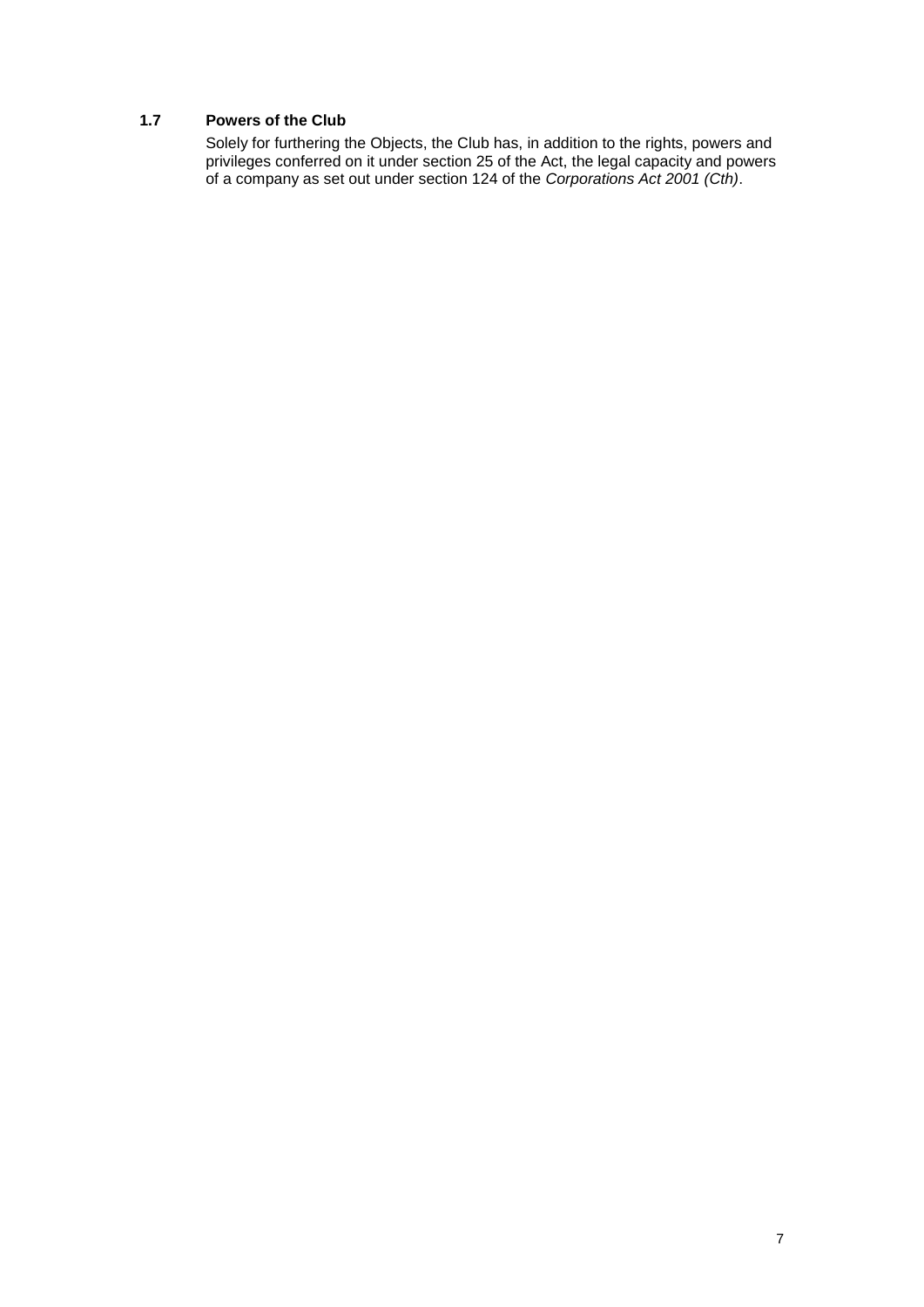### 1.7 Powers of the Club

Solely for furthering the Objects, the Club has, in addition to the rights, powers and privileges conferred on it under section 25 of the Act, the legal capacity and powers of a company as set out under section 124 of the *Corporations Act 2001 (Cth)*.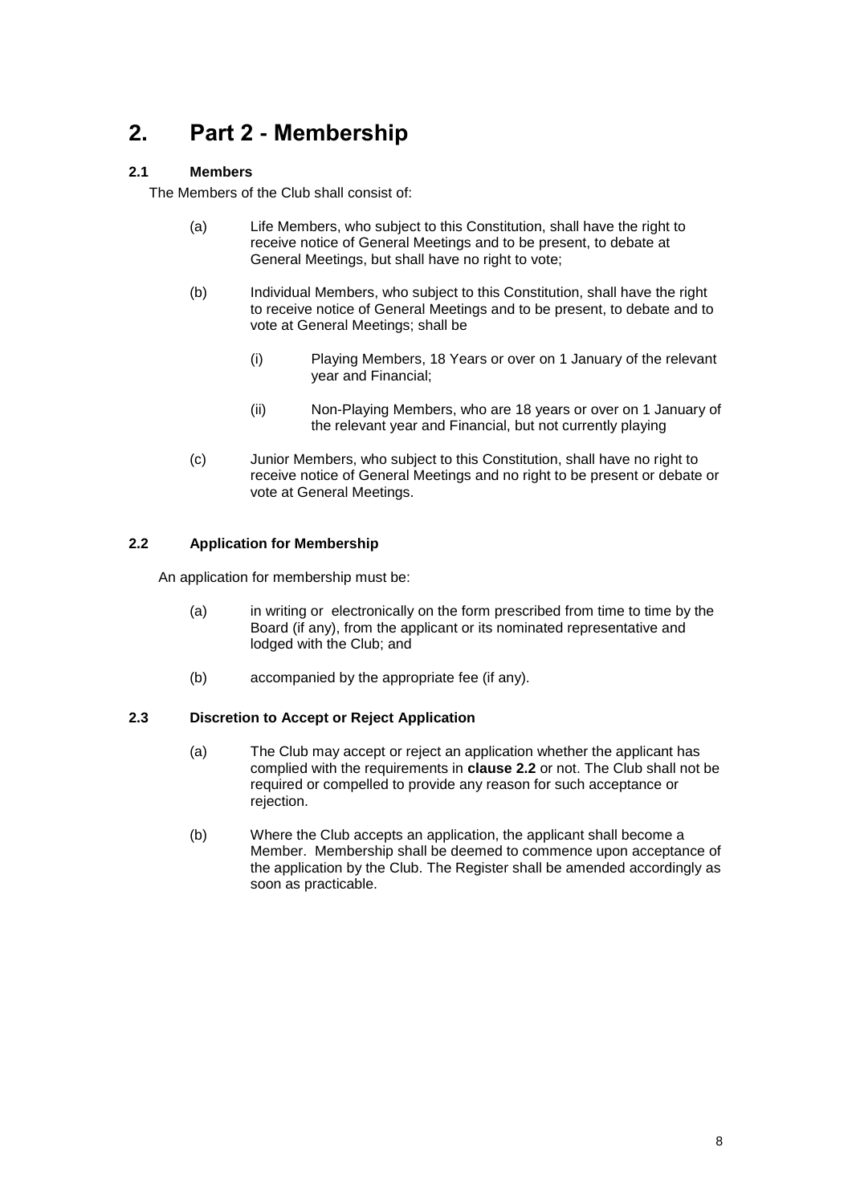# 2. Part 2 - Membership

### 2.1 Members

The Members of the Club shall consist of:

(a) Life Members, who subject to this Constitution, shall have the right to receive notice of General Meetings and to be present, to debate at General Meetings, but shall have no right to vote;

(b) Individual Members, who subject to this Constitution, shall have the right to receive notice of General Meetings and to be present, to debate and to vote at General Meetings; shall be

(i) Playing Members, 18 Years or over on 1 January of the relevant year and Financial;

(ii) Non-Playing Members, who are 18 years or over on 1 January of the relevant year and Financial, but not currently playing

(c) Junior Members, who subject to this Constitution, shall have no right to receive notice of General Meetings and no right to be present or debate or vote at General Meetings.

### 2.2 Application for Membership

An application for membership must be:

(a) in writing or electronically on the form prescribed from time to time by the Board (if any), from the applicant or its nominated representative and lodged with the Club; and

(b) accompanied by the appropriate fee (if any).

### 2.3 Discretion to Accept or Reject Application

(a) The Club may accept or reject an application whether the applicant has complied with the requirements in **clause 2.2** or not. The Club shall not be required or compelled to provide any reason for such acceptance or rejection.

(b) Where the Club accepts an application, the applicant shall become a Member. Membership shall be deemed to commence upon acceptance of the application by the Club. The Register shall be amended accordingly as soon as practicable.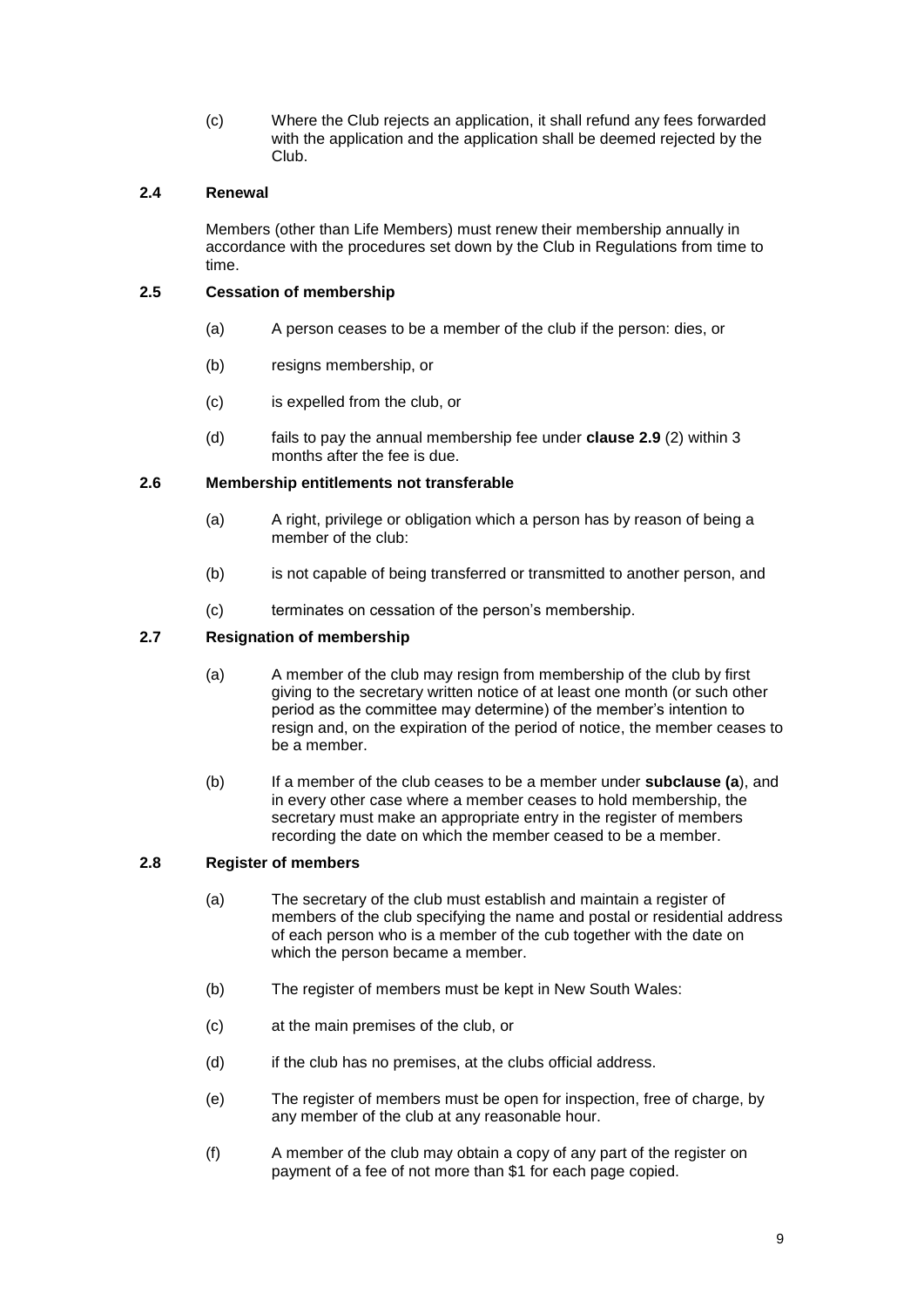(c) Where the Club rejects an application, it shall refund any fees forwarded with the application and the application shall be deemed rejected by the Club.

### 2.4 Renewal

Members (other than Life Members) must renew their membership annually in accordance with the procedures set down by the Club in Regulations from time to time.

### 2.5 Cessation of membership

(a) A person ceases to be a member of the club if the person: dies, or

(b) resigns membership, or

(c) is expelled from the club, or

(d) fails to pay the annual membership fee under **clause 2.9** (2) within 3 months after the fee is due.

### 2.6 Membership entitlements not transferable

(a) A right, privilege or obligation which a person has by reason of being a member of the club:

(b) is not capable of being transferred or transmitted to another person, and

(c) terminates on cessation of the person's membership.

### 2.7 Resignation of membership

(a) A member of the club may resign from membership of the club by first giving to the secretary written notice of at least one month (or such other period as the committee may determine) of the member's intention to resign and, on the expiration of the period of notice, the member ceases to be a member.

(b) If a member of the club ceases to be a member under **subclause (a**), and in every other case where a member ceases to hold membership, the secretary must make an appropriate entry in the register of members recording the date on which the member ceased to be a member.

### 2.8 Register of members

(a) The secretary of the club must establish and maintain a register of members of the club specifying the name and postal or residential address of each person who is a member of the cub together with the date on which the person became a member.

(b) The register of members must be kept in New South Wales:

(c) at the main premises of the club, or

(d) if the club has no premises, at the clubs official address.

(e) The register of members must be open for inspection, free of charge, by any member of the club at any reasonable hour.

(f) A member of the club may obtain a copy of any part of the register on payment of a fee of not more than $1 for each page copied.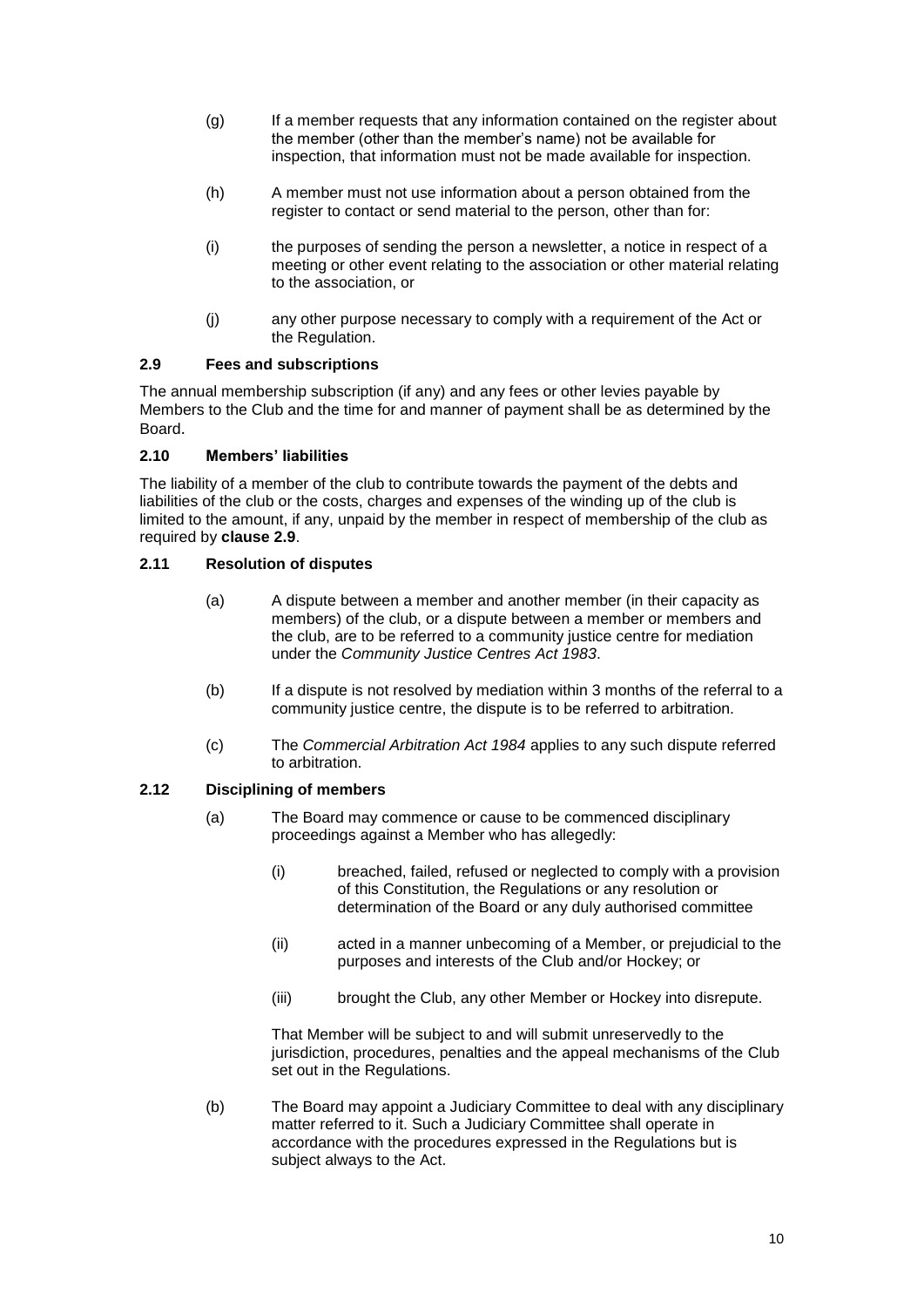(g) If a member requests that any information contained on the register about the member (other than the member's name) not be available for inspection, that information must not be made available for inspection.

(h) A member must not use information about a person obtained from the register to contact or send material to the person, other than for:

(i) the purposes of sending the person a newsletter, a notice in respect of a meeting or other event relating to the association or other material relating to the association, or

(j) any other purpose necessary to comply with a requirement of the Act or the Regulation.

### 2.9 Fees and subscriptions

The annual membership subscription (if any) and any fees or other levies payable by Members to the Club and the time for and manner of payment shall be as determined by the Board.

### 2.10 Members' liabilities

The liability of a member of the club to contribute towards the payment of the debts and liabilities of the club or the costs, charges and expenses of the winding up of the club is limited to the amount, if any, unpaid by the member in respect of membership of the club as required by **clause 2.9**.

### 2.11 Resolution of disputes

(a) A dispute between a member and another member (in their capacity as members) of the club, or a dispute between a member or members and the club, are to be referred to a community justice centre for mediation under the *Community Justice Centres Act 1983*.

(b) If a dispute is not resolved by mediation within 3 months of the referral to a community justice centre, the dispute is to be referred to arbitration.

(c) The *Commercial Arbitration Act 1984* applies to any such dispute referred to arbitration.

### 2.12 Disciplining of members

(a) The Board may commence or cause to be commenced disciplinary proceedings against a Member who has allegedly:

  (i) breached, failed, refused or neglected to comply with a provision of this Constitution, the Regulations or any resolution or determination of the Board or any duly authorised committee

  (ii) acted in a manner unbecoming of a Member, or prejudicial to the purposes and interests of the Club and/or Hockey; or

  (iii) brought the Club, any other Member or Hockey into disrepute.

  That Member will be subject to and will submit unreservedly to the jurisdiction, procedures, penalties and the appeal mechanisms of the Club set out in the Regulations.

(b) The Board may appoint a Judiciary Committee to deal with any disciplinary matter referred to it. Such a Judiciary Committee shall operate in accordance with the procedures expressed in the Regulations but is subject always to the Act.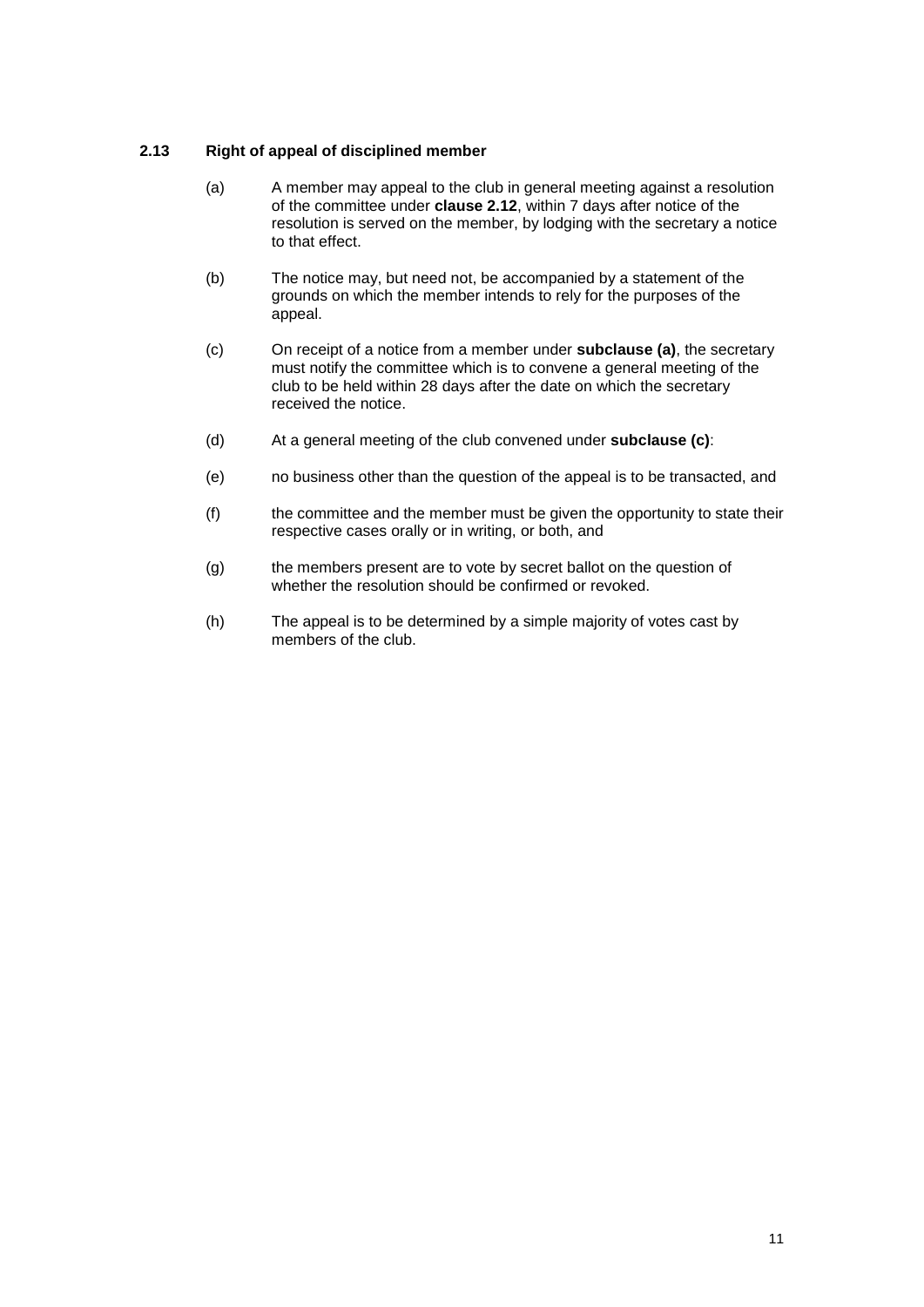### 2.13 Right of appeal of disciplined member

(a) A member may appeal to the club in general meeting against a resolution of the committee under **clause 2.12**, within 7 days after notice of the resolution is served on the member, by lodging with the secretary a notice to that effect.

(b) The notice may, but need not, be accompanied by a statement of the grounds on which the member intends to rely for the purposes of the appeal.

(c) On receipt of a notice from a member under **subclause (a)**, the secretary must notify the committee which is to convene a general meeting of the club to be held within 28 days after the date on which the secretary received the notice.

(d) At a general meeting of the club convened under **subclause (c)**:

(e) no business other than the question of the appeal is to be transacted, and

(f) the committee and the member must be given the opportunity to state their respective cases orally or in writing, or both, and

(g) the members present are to vote by secret ballot on the question of whether the resolution should be confirmed or revoked.

(h) The appeal is to be determined by a simple majority of votes cast by members of the club.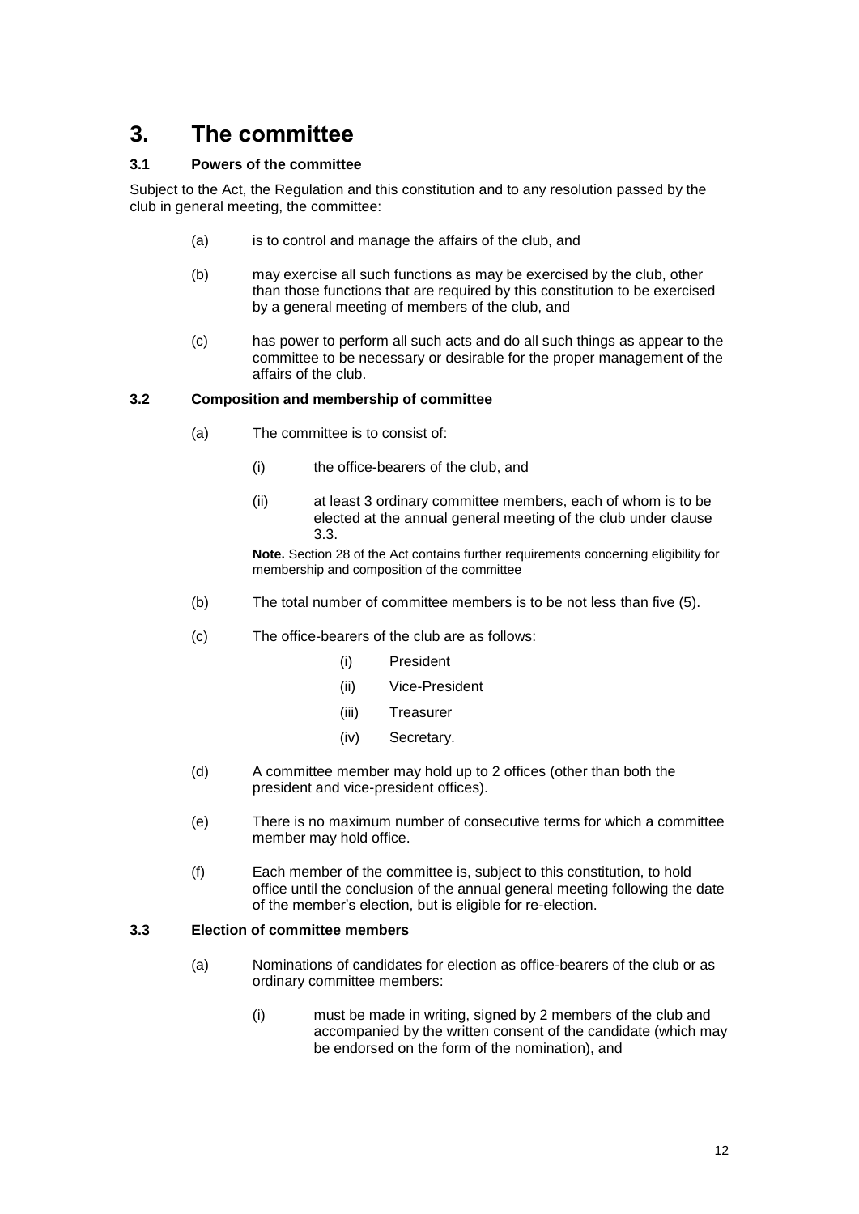# 3. The committee

### 3.1 Powers of the committee

Subject to the Act, the Regulation and this constitution and to any resolution passed by the club in general meeting, the committee:

(a) is to control and manage the affairs of the club, and

(b) may exercise all such functions as may be exercised by the club, other than those functions that are required by this constitution to be exercised by a general meeting of members of the club, and

(c) has power to perform all such acts and do all such things as appear to the committee to be necessary or desirable for the proper management of the affairs of the club.

### 3.2 Composition and membership of committee

(a) The committee is to consist of:

(i) the office-bearers of the club, and

(ii) at least 3 ordinary committee members, each of whom is to be elected at the annual general meeting of the club under clause 3.3.

**Note.** Section 28 of the Act contains further requirements concerning eligibility for membership and composition of the committee

(b) The total number of committee members is to be not less than five (5).

(c) The office-bearers of the club are as follows:

(i) President

(ii) Vice-President

(iii) Treasurer

(iv) Secretary.

(d) A committee member may hold up to 2 offices (other than both the president and vice-president offices).

(e) There is no maximum number of consecutive terms for which a committee member may hold office.

(f) Each member of the committee is, subject to this constitution, to hold office until the conclusion of the annual general meeting following the date of the member's election, but is eligible for re-election.

### 3.3 Election of committee members

(a) Nominations of candidates for election as office-bearers of the club or as ordinary committee members:

(i) must be made in writing, signed by 2 members of the club and accompanied by the written consent of the candidate (which may be endorsed on the form of the nomination), and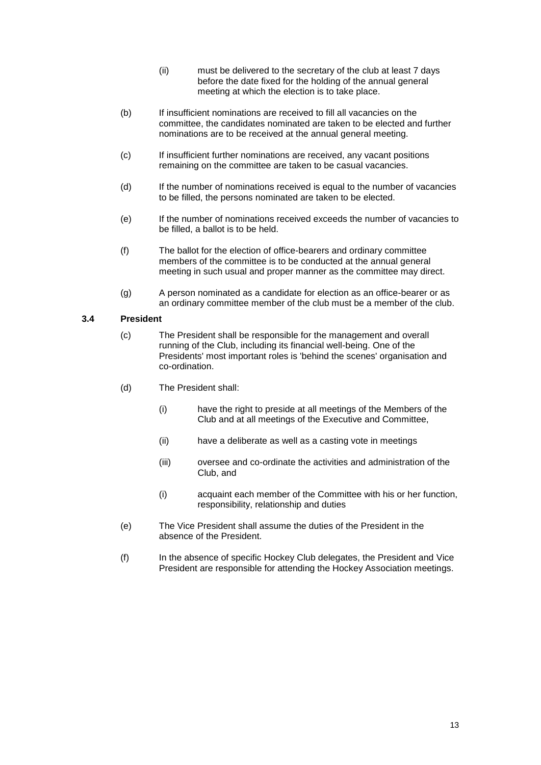(ii) must be delivered to the secretary of the club at least 7 days before the date fixed for the holding of the annual general meeting at which the election is to take place.

(b) If insufficient nominations are received to fill all vacancies on the committee, the candidates nominated are taken to be elected and further nominations are to be received at the annual general meeting.

(c) If insufficient further nominations are received, any vacant positions remaining on the committee are taken to be casual vacancies.

(d) If the number of nominations received is equal to the number of vacancies to be filled, the persons nominated are taken to be elected.

(e) If the number of nominations received exceeds the number of vacancies to be filled, a ballot is to be held.

(f) The ballot for the election of office-bearers and ordinary committee members of the committee is to be conducted at the annual general meeting in such usual and proper manner as the committee may direct.

(g) A person nominated as a candidate for election as an office-bearer or as an ordinary committee member of the club must be a member of the club.

**3.4 President**

(c) The President shall be responsible for the management and overall running of the Club, including its financial well-being. One of the Presidents' most important roles is 'behind the scenes' organisation and co-ordination.

(d) The President shall:

(i) have the right to preside at all meetings of the Members of the Club and at all meetings of the Executive and Committee,

(ii) have a deliberate as well as a casting vote in meetings

(iii) oversee and co-ordinate the activities and administration of the Club, and

(i) acquaint each member of the Committee with his or her function, responsibility, relationship and duties

(e) The Vice President shall assume the duties of the President in the absence of the President.

(f) In the absence of specific Hockey Club delegates, the President and Vice President are responsible for attending the Hockey Association meetings.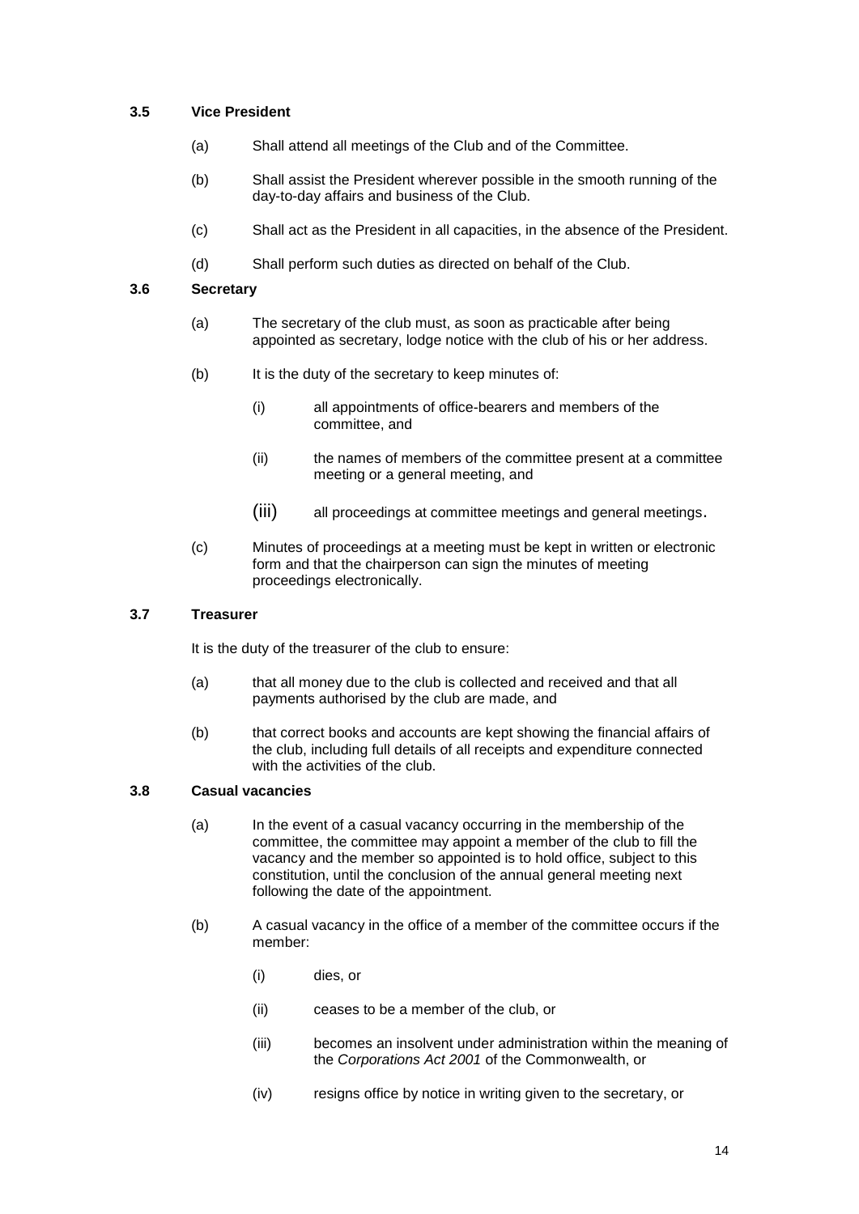### 3.5 Vice President

(a) Shall attend all meetings of the Club and of the Committee.

(b) Shall assist the President wherever possible in the smooth running of the day-to-day affairs and business of the Club.

(c) Shall act as the President in all capacities, in the absence of the President.

(d) Shall perform such duties as directed on behalf of the Club.

### 3.6 Secretary

(a) The secretary of the club must, as soon as practicable after being appointed as secretary, lodge notice with the club of his or her address.

(b) It is the duty of the secretary to keep minutes of:

  (i) all appointments of office-bearers and members of the committee, and

  (ii) the names of members of the committee present at a committee meeting or a general meeting, and

  (iii) all proceedings at committee meetings and general meetings.

(c) Minutes of proceedings at a meeting must be kept in written or electronic form and that the chairperson can sign the minutes of meeting proceedings electronically.

### 3.7 Treasurer

It is the duty of the treasurer of the club to ensure:

(a) that all money due to the club is collected and received and that all payments authorised by the club are made, and

(b) that correct books and accounts are kept showing the financial affairs of the club, including full details of all receipts and expenditure connected with the activities of the club.

### 3.8 Casual vacancies

(a) In the event of a casual vacancy occurring in the membership of the committee, the committee may appoint a member of the club to fill the vacancy and the member so appointed is to hold office, subject to this constitution, until the conclusion of the annual general meeting next following the date of the appointment.

(b) A casual vacancy in the office of a member of the committee occurs if the member:

  (i) dies, or

  (ii) ceases to be a member of the club, or

  (iii) becomes an insolvent under administration within the meaning of the *Corporations Act 2001* of the Commonwealth, or

  (iv) resigns office by notice in writing given to the secretary, or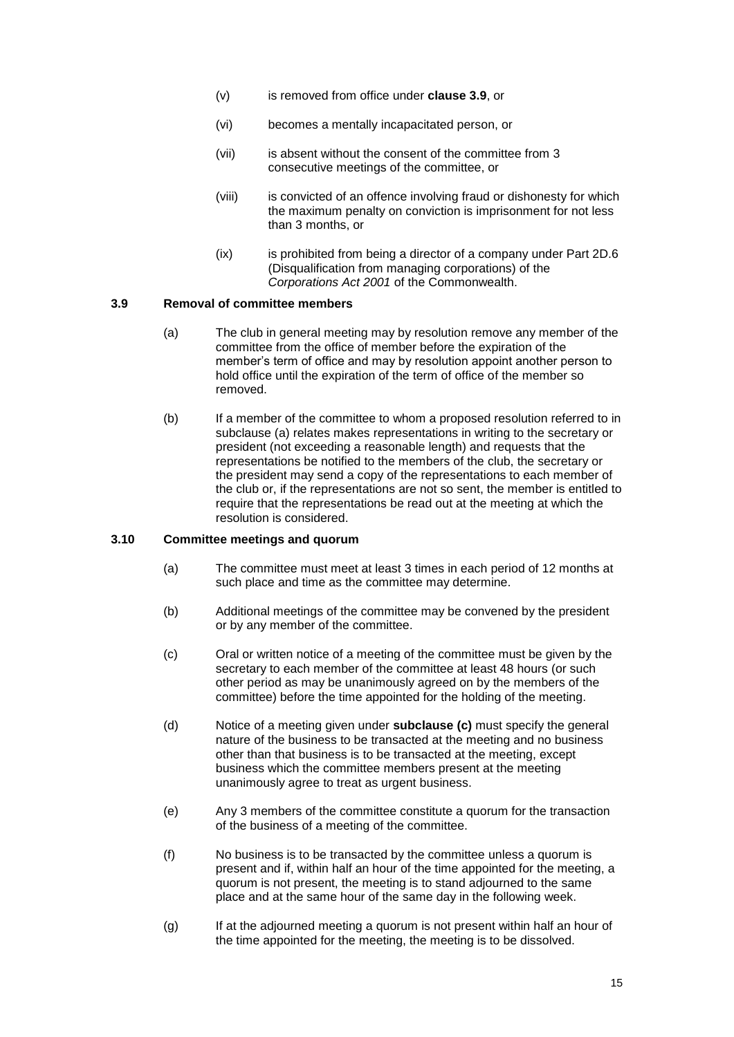- (v) is removed from office under **clause 3.9**, or
- (vi) becomes a mentally incapacitated person, or
- (vii) is absent without the consent of the committee from 3 consecutive meetings of the committee, or
- (viii) is convicted of an offence involving fraud or dishonesty for which the maximum penalty on conviction is imprisonment for not less than 3 months, or
- (ix) is prohibited from being a director of a company under Part 2D.6 (Disqualification from managing corporations) of the *Corporations Act 2001* of the Commonwealth.

### 3.9 Removal of committee members

(a) The club in general meeting may by resolution remove any member of the committee from the office of member before the expiration of the member's term of office and may by resolution appoint another person to hold office until the expiration of the term of office of the member so removed.

(b) If a member of the committee to whom a proposed resolution referred to in subclause (a) relates makes representations in writing to the secretary or president (not exceeding a reasonable length) and requests that the representations be notified to the members of the club, the secretary or the president may send a copy of the representations to each member of the club or, if the representations are not so sent, the member is entitled to require that the representations be read out at the meeting at which the resolution is considered.

### 3.10 Committee meetings and quorum

(a) The committee must meet at least 3 times in each period of 12 months at such place and time as the committee may determine.

(b) Additional meetings of the committee may be convened by the president or by any member of the committee.

(c) Oral or written notice of a meeting of the committee must be given by the secretary to each member of the committee at least 48 hours (or such other period as may be unanimously agreed on by the members of the committee) before the time appointed for the holding of the meeting.

(d) Notice of a meeting given under **subclause (c)** must specify the general nature of the business to be transacted at the meeting and no business other than that business is to be transacted at the meeting, except business which the committee members present at the meeting unanimously agree to treat as urgent business.

(e) Any 3 members of the committee constitute a quorum for the transaction of the business of a meeting of the committee.

(f) No business is to be transacted by the committee unless a quorum is present and if, within half an hour of the time appointed for the meeting, a quorum is not present, the meeting is to stand adjourned to the same place and at the same hour of the same day in the following week.

(g) If at the adjourned meeting a quorum is not present within half an hour of the time appointed for the meeting, the meeting is to be dissolved.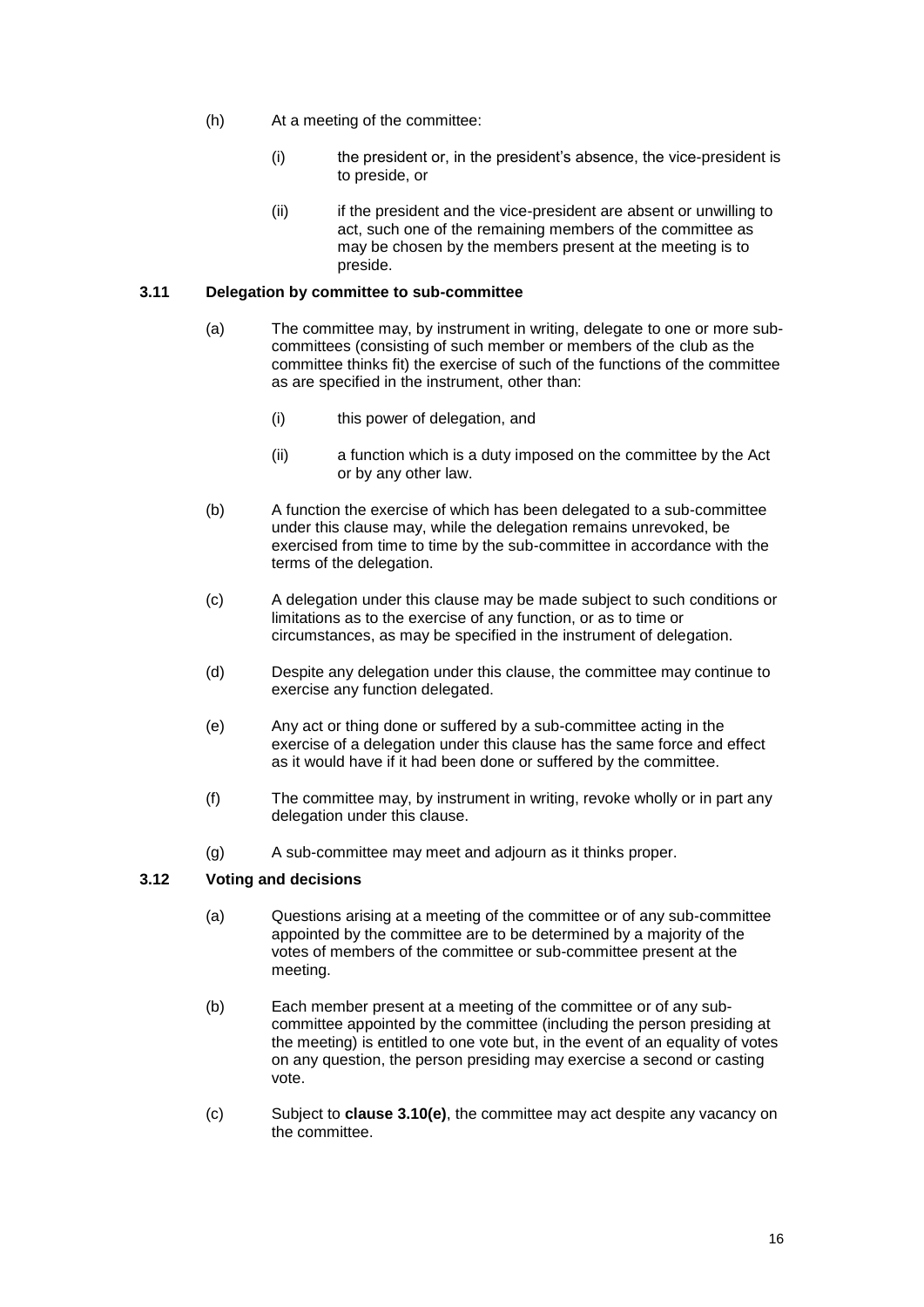(h) At a meeting of the committee:

   (i) the president or, in the president's absence, the vice-president is to preside, or

   (ii) if the president and the vice-president are absent or unwilling to act, such one of the remaining members of the committee as may be chosen by the members present at the meeting is to preside.

### 3.11 Delegation by committee to sub-committee

(a) The committee may, by instrument in writing, delegate to one or more sub-committees (consisting of such member or members of the club as the committee thinks fit) the exercise of such of the functions of the committee as are specified in the instrument, other than:

   (i) this power of delegation, and

   (ii) a function which is a duty imposed on the committee by the Act or by any other law.

(b) A function the exercise of which has been delegated to a sub-committee under this clause may, while the delegation remains unrevoked, be exercised from time to time by the sub-committee in accordance with the terms of the delegation.

(c) A delegation under this clause may be made subject to such conditions or limitations as to the exercise of any function, or as to time or circumstances, as may be specified in the instrument of delegation.

(d) Despite any delegation under this clause, the committee may continue to exercise any function delegated.

(e) Any act or thing done or suffered by a sub-committee acting in the exercise of a delegation under this clause has the same force and effect as it would have if it had been done or suffered by the committee.

(f) The committee may, by instrument in writing, revoke wholly or in part any delegation under this clause.

(g) A sub-committee may meet and adjourn as it thinks proper.

### 3.12 Voting and decisions

(a) Questions arising at a meeting of the committee or of any sub-committee appointed by the committee are to be determined by a majority of the votes of members of the committee or sub-committee present at the meeting.

(b) Each member present at a meeting of the committee or of any sub-committee appointed by the committee (including the person presiding at the meeting) is entitled to one vote but, in the event of an equality of votes on any question, the person presiding may exercise a second or casting vote.

(c) Subject to **clause 3.10(e)**, the committee may act despite any vacancy on the committee.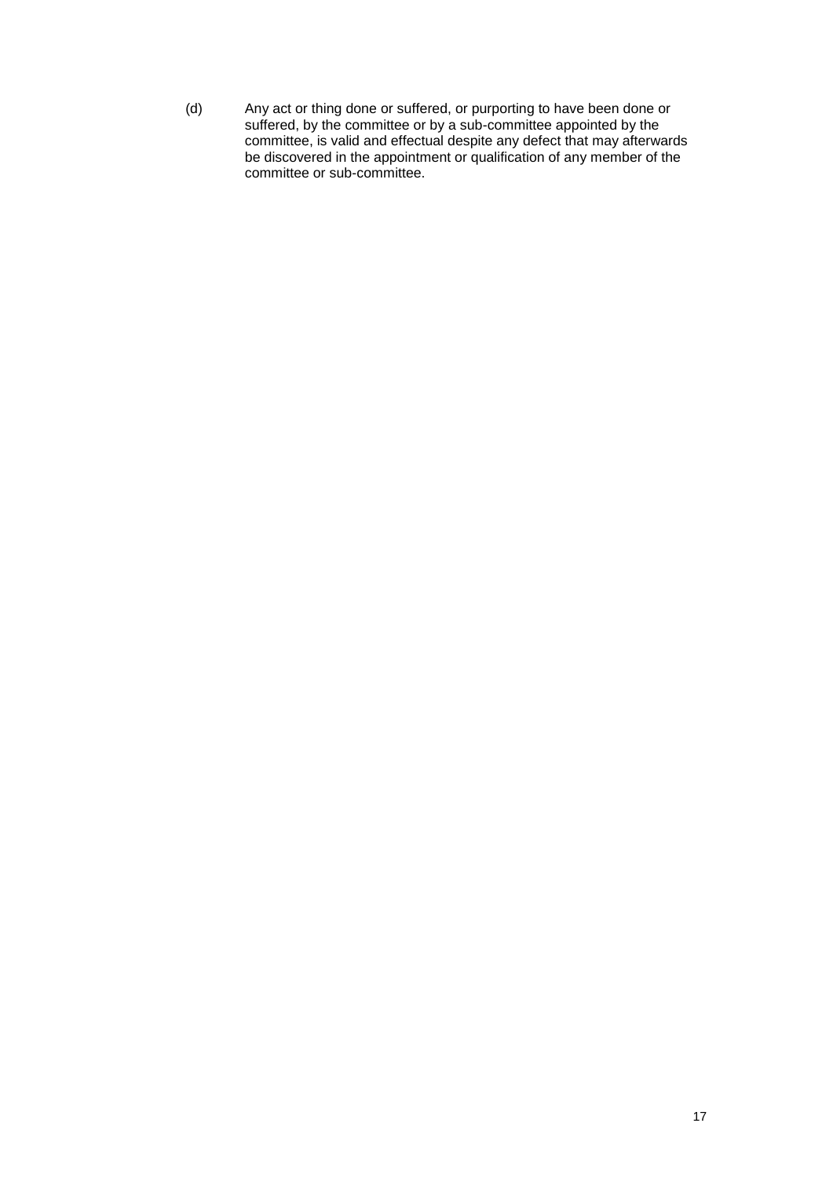(d) Any act or thing done or suffered, or purporting to have been done or suffered, by the committee or by a sub-committee appointed by the committee, is valid and effectual despite any defect that may afterwards be discovered in the appointment or qualification of any member of the committee or sub-committee.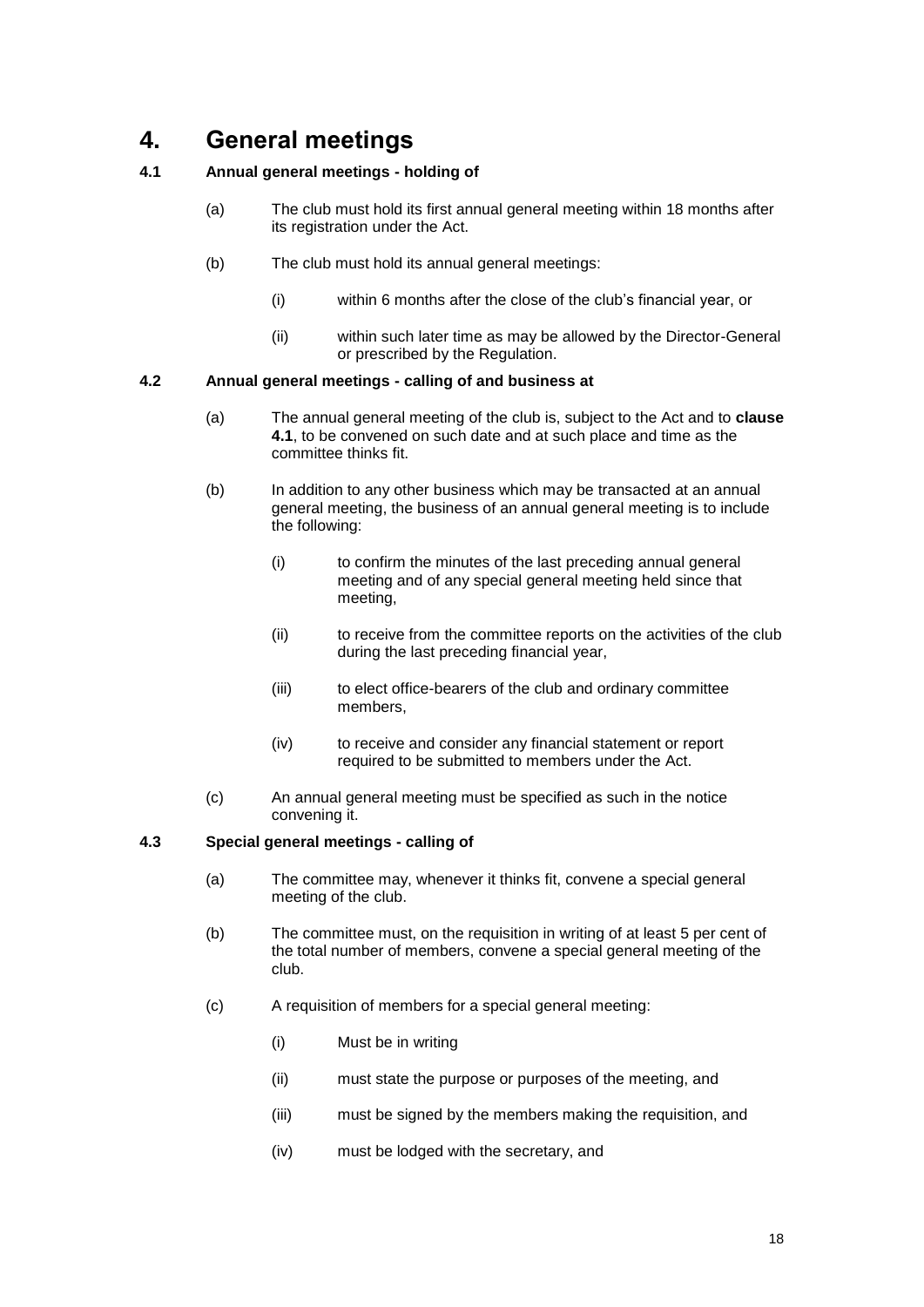# 4. General meetings

### 4.1 Annual general meetings - holding of

(a) The club must hold its first annual general meeting within 18 months after its registration under the Act.

(b) The club must hold its annual general meetings:

- (i) within 6 months after the close of the club's financial year, or
- (ii) within such later time as may be allowed by the Director-General or prescribed by the Regulation.

### 4.2 Annual general meetings - calling of and business at

(a) The annual general meeting of the club is, subject to the Act and to **clause 4.1**, to be convened on such date and at such place and time as the committee thinks fit.

(b) In addition to any other business which may be transacted at an annual general meeting, the business of an annual general meeting is to include the following:

- (i) to confirm the minutes of the last preceding annual general meeting and of any special general meeting held since that meeting,
- (ii) to receive from the committee reports on the activities of the club during the last preceding financial year,
- (iii) to elect office-bearers of the club and ordinary committee members,
- (iv) to receive and consider any financial statement or report required to be submitted to members under the Act.

(c) An annual general meeting must be specified as such in the notice convening it.

### 4.3 Special general meetings - calling of

(a) The committee may, whenever it thinks fit, convene a special general meeting of the club.

(b) The committee must, on the requisition in writing of at least 5 per cent of the total number of members, convene a special general meeting of the club.

(c) A requisition of members for a special general meeting:

- (i) Must be in writing
- (ii) must state the purpose or purposes of the meeting, and
- (iii) must be signed by the members making the requisition, and
- (iv) must be lodged with the secretary, and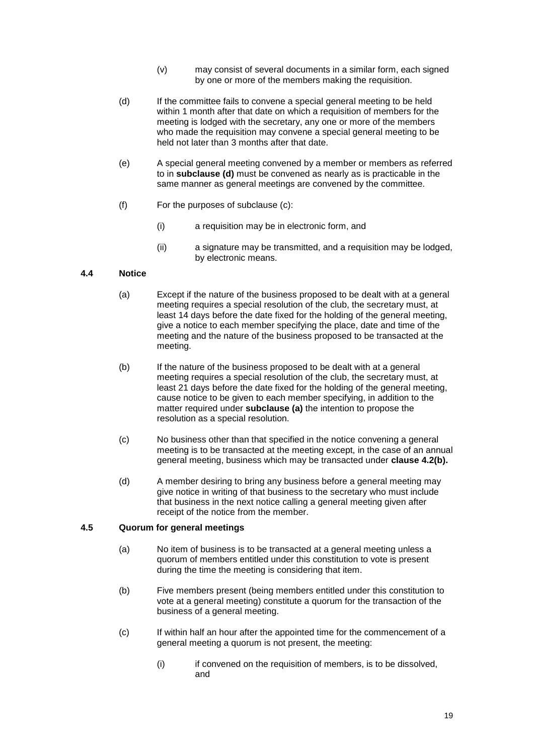(v) may consist of several documents in a similar form, each signed by one or more of the members making the requisition.

(d) If the committee fails to convene a special general meeting to be held within 1 month after that date on which a requisition of members for the meeting is lodged with the secretary, any one or more of the members who made the requisition may convene a special general meeting to be held not later than 3 months after that date.

(e) A special general meeting convened by a member or members as referred to in **subclause (d)** must be convened as nearly as is practicable in the same manner as general meetings are convened by the committee.

(f) For the purposes of subclause (c):

(i) a requisition may be in electronic form, and

(ii) a signature may be transmitted, and a requisition may be lodged, by electronic means.

### 4.4 Notice

(a) Except if the nature of the business proposed to be dealt with at a general meeting requires a special resolution of the club, the secretary must, at least 14 days before the date fixed for the holding of the general meeting, give a notice to each member specifying the place, date and time of the meeting and the nature of the business proposed to be transacted at the meeting.

(b) If the nature of the business proposed to be dealt with at a general meeting requires a special resolution of the club, the secretary must, at least 21 days before the date fixed for the holding of the general meeting, cause notice to be given to each member specifying, in addition to the matter required under **subclause (a)** the intention to propose the resolution as a special resolution.

(c) No business other than that specified in the notice convening a general meeting is to be transacted at the meeting except, in the case of an annual general meeting, business which may be transacted under **clause 4.2(b).**

(d) A member desiring to bring any business before a general meeting may give notice in writing of that business to the secretary who must include that business in the next notice calling a general meeting given after receipt of the notice from the member.

### 4.5 Quorum for general meetings

(a) No item of business is to be transacted at a general meeting unless a quorum of members entitled under this constitution to vote is present during the time the meeting is considering that item.

(b) Five members present (being members entitled under this constitution to vote at a general meeting) constitute a quorum for the transaction of the business of a general meeting.

(c) If within half an hour after the appointed time for the commencement of a general meeting a quorum is not present, the meeting:

(i) if convened on the requisition of members, is to be dissolved, and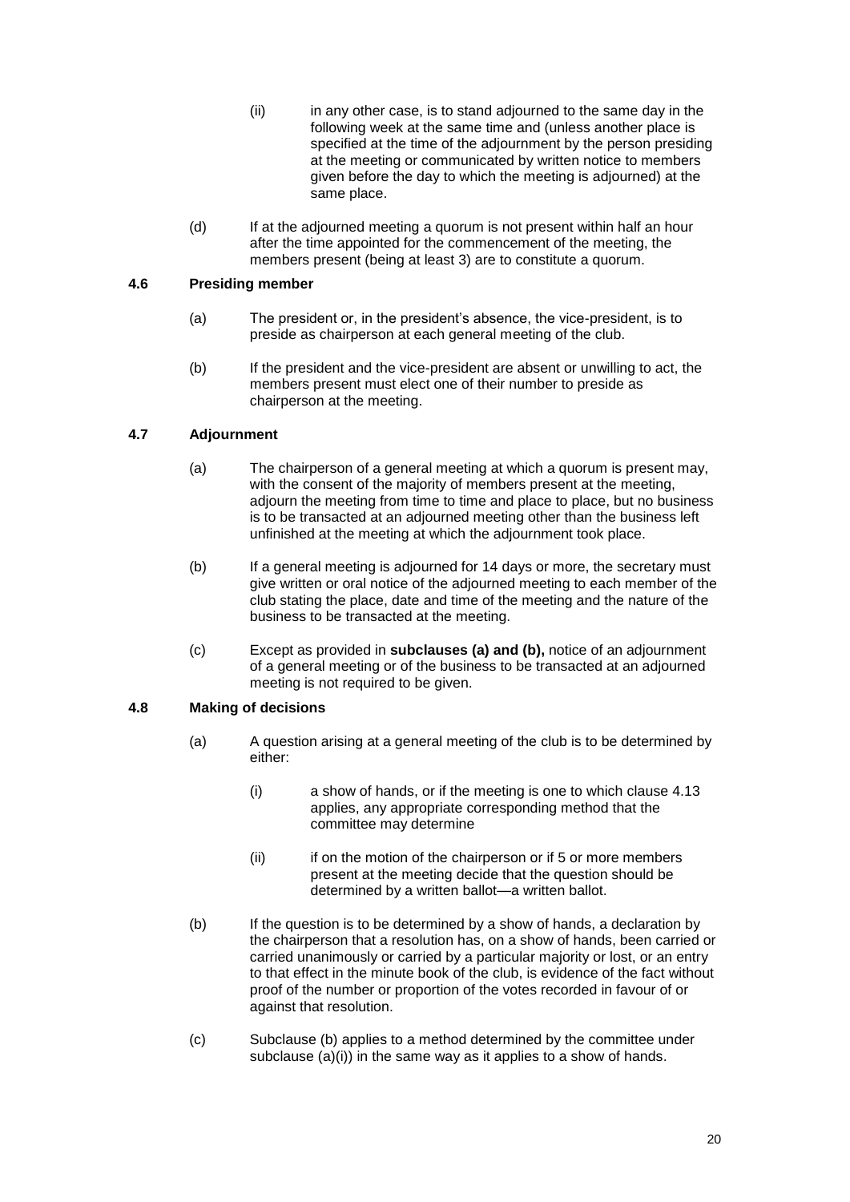(ii) in any other case, is to stand adjourned to the same day in the following week at the same time and (unless another place is specified at the time of the adjournment by the person presiding at the meeting or communicated by written notice to members given before the day to which the meeting is adjourned) at the same place.

(d) If at the adjourned meeting a quorum is not present within half an hour after the time appointed for the commencement of the meeting, the members present (being at least 3) are to constitute a quorum.

### 4.6 Presiding member

(a) The president or, in the president's absence, the vice-president, is to preside as chairperson at each general meeting of the club.

(b) If the president and the vice-president are absent or unwilling to act, the members present must elect one of their number to preside as chairperson at the meeting.

### 4.7 Adjournment

(a) The chairperson of a general meeting at which a quorum is present may, with the consent of the majority of members present at the meeting, adjourn the meeting from time to time and place to place, but no business is to be transacted at an adjourned meeting other than the business left unfinished at the meeting at which the adjournment took place.

(b) If a general meeting is adjourned for 14 days or more, the secretary must give written or oral notice of the adjourned meeting to each member of the club stating the place, date and time of the meeting and the nature of the business to be transacted at the meeting.

(c) Except as provided in **subclauses (a) and (b),** notice of an adjournment of a general meeting or of the business to be transacted at an adjourned meeting is not required to be given.

### 4.8 Making of decisions

(a) A question arising at a general meeting of the club is to be determined by either:

(i) a show of hands, or if the meeting is one to which clause 4.13 applies, any appropriate corresponding method that the committee may determine

(ii) if on the motion of the chairperson or if 5 or more members present at the meeting decide that the question should be determined by a written ballot—a written ballot.

(b) If the question is to be determined by a show of hands, a declaration by the chairperson that a resolution has, on a show of hands, been carried or carried unanimously or carried by a particular majority or lost, or an entry to that effect in the minute book of the club, is evidence of the fact without proof of the number or proportion of the votes recorded in favour of or against that resolution.

(c) Subclause (b) applies to a method determined by the committee under subclause (a)(i)) in the same way as it applies to a show of hands.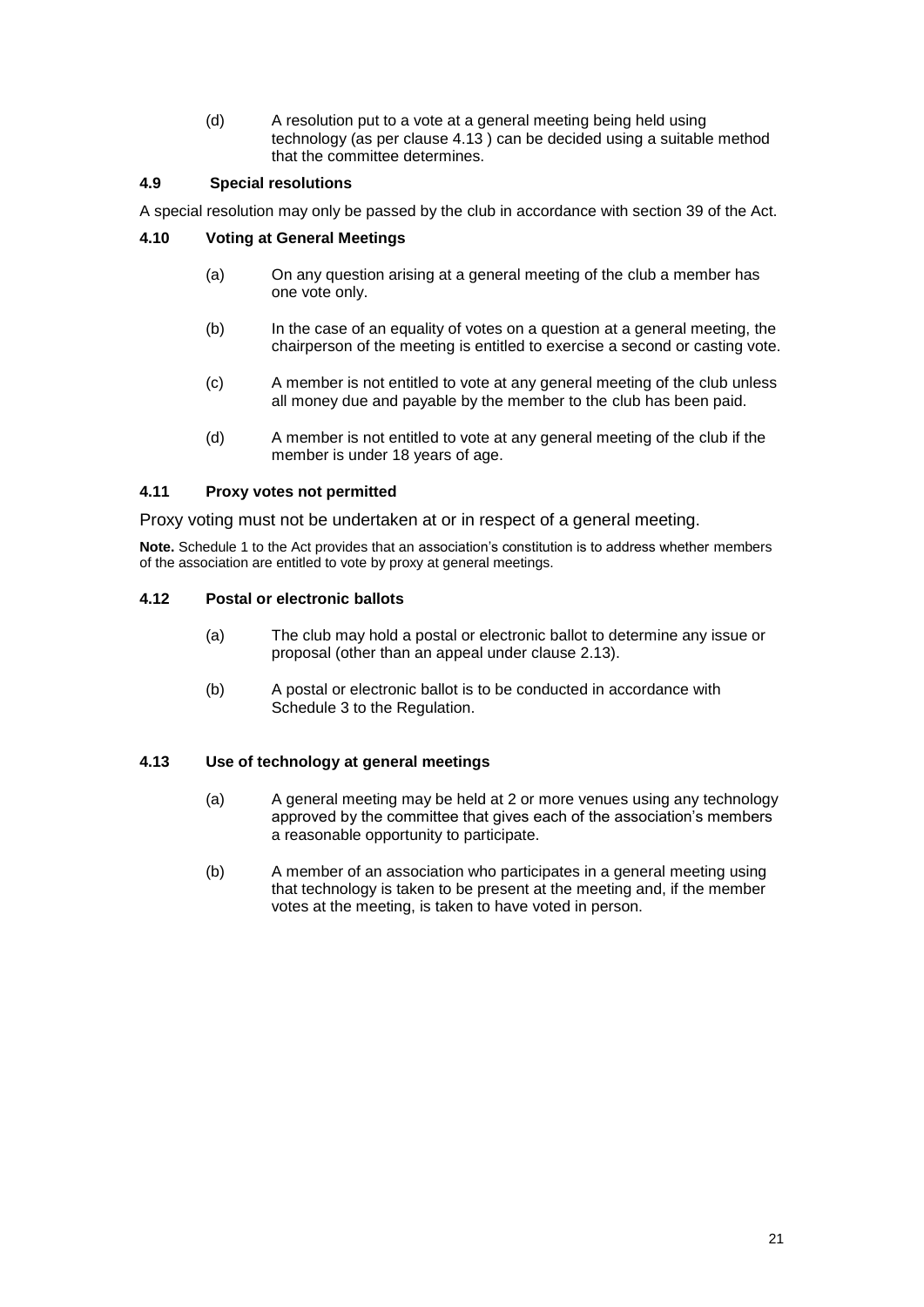(d) A resolution put to a vote at a general meeting being held using technology (as per clause 4.13 ) can be decided using a suitable method that the committee determines.

### 4.9 Special resolutions

A special resolution may only be passed by the club in accordance with section 39 of the Act.

### 4.10 Voting at General Meetings

(a) On any question arising at a general meeting of the club a member has one vote only.

(b) In the case of an equality of votes on a question at a general meeting, the chairperson of the meeting is entitled to exercise a second or casting vote.

(c) A member is not entitled to vote at any general meeting of the club unless all money due and payable by the member to the club has been paid.

(d) A member is not entitled to vote at any general meeting of the club if the member is under 18 years of age.

### 4.11 Proxy votes not permitted

Proxy voting must not be undertaken at or in respect of a general meeting.

**Note.** Schedule 1 to the Act provides that an association's constitution is to address whether members of the association are entitled to vote by proxy at general meetings.

### 4.12 Postal or electronic ballots

(a) The club may hold a postal or electronic ballot to determine any issue or proposal (other than an appeal under clause 2.13).

(b) A postal or electronic ballot is to be conducted in accordance with Schedule 3 to the Regulation.

### 4.13 Use of technology at general meetings

(a) A general meeting may be held at 2 or more venues using any technology approved by the committee that gives each of the association's members a reasonable opportunity to participate.

(b) A member of an association who participates in a general meeting using that technology is taken to be present at the meeting and, if the member votes at the meeting, is taken to have voted in person.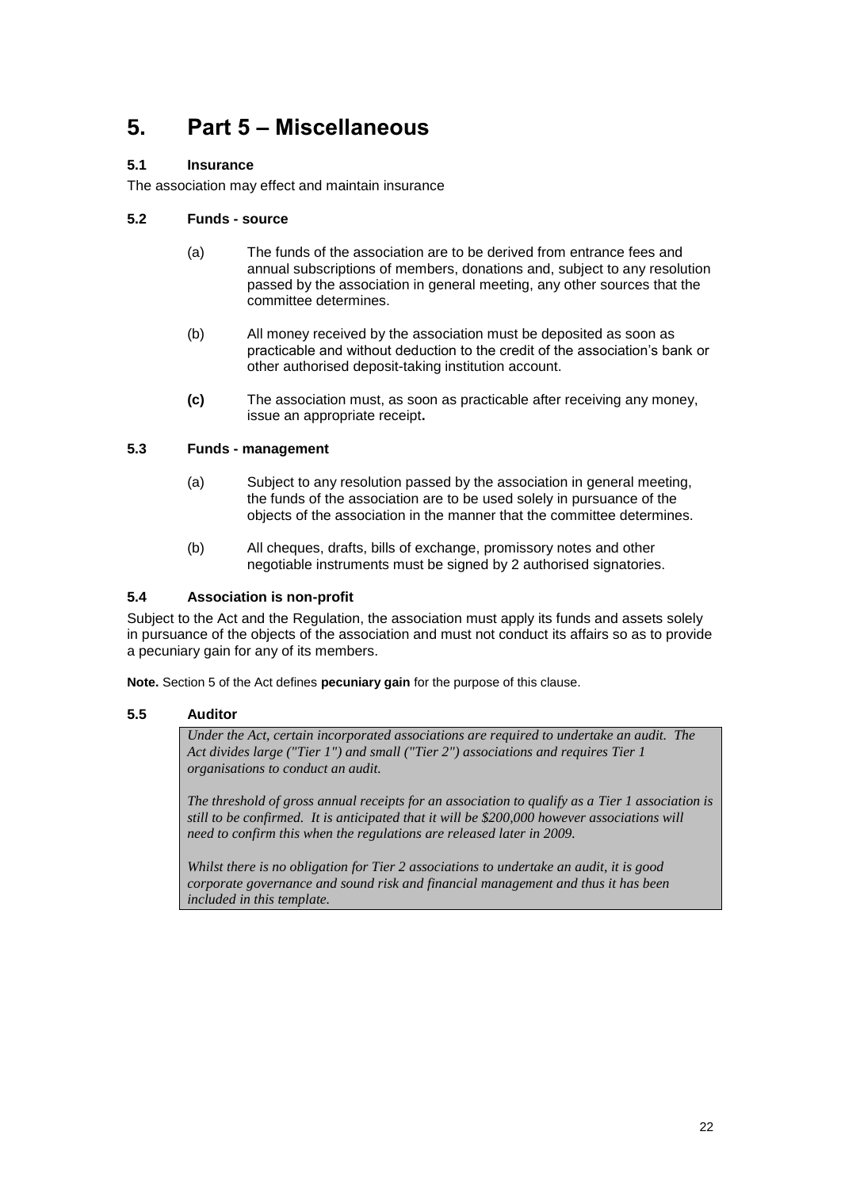# 5. Part 5 – Miscellaneous

### 5.1 Insurance

The association may effect and maintain insurance

### 5.2 Funds - source

(a) The funds of the association are to be derived from entrance fees and annual subscriptions of members, donations and, subject to any resolution passed by the association in general meeting, any other sources that the committee determines.

(b) All money received by the association must be deposited as soon as practicable and without deduction to the credit of the association's bank or other authorised deposit-taking institution account.

**(c)** The association must, as soon as practicable after receiving any money, issue an appropriate receipt**.**

### 5.3 Funds - management

(a) Subject to any resolution passed by the association in general meeting, the funds of the association are to be used solely in pursuance of the objects of the association in the manner that the committee determines.

(b) All cheques, drafts, bills of exchange, promissory notes and other negotiable instruments must be signed by 2 authorised signatories.

### 5.4 Association is non-profit

Subject to the Act and the Regulation, the association must apply its funds and assets solely in pursuance of the objects of the association and must not conduct its affairs so as to provide a pecuniary gain for any of its members.

**Note.** Section 5 of the Act defines **pecuniary gain** for the purpose of this clause.

### 5.5 Auditor

> *Under the Act, certain incorporated associations are required to undertake an audit. The Act divides large ("Tier 1") and small ("Tier 2") associations and requires Tier 1 organisations to conduct an audit.*
>
> *The threshold of gross annual receipts for an association to qualify as a Tier 1 association is still to be confirmed. It is anticipated that it will be $200,000 however associations will need to confirm this when the regulations are released later in 2009.*
>
> *Whilst there is no obligation for Tier 2 associations to undertake an audit, it is good corporate governance and sound risk and financial management and thus it has been included in this template.*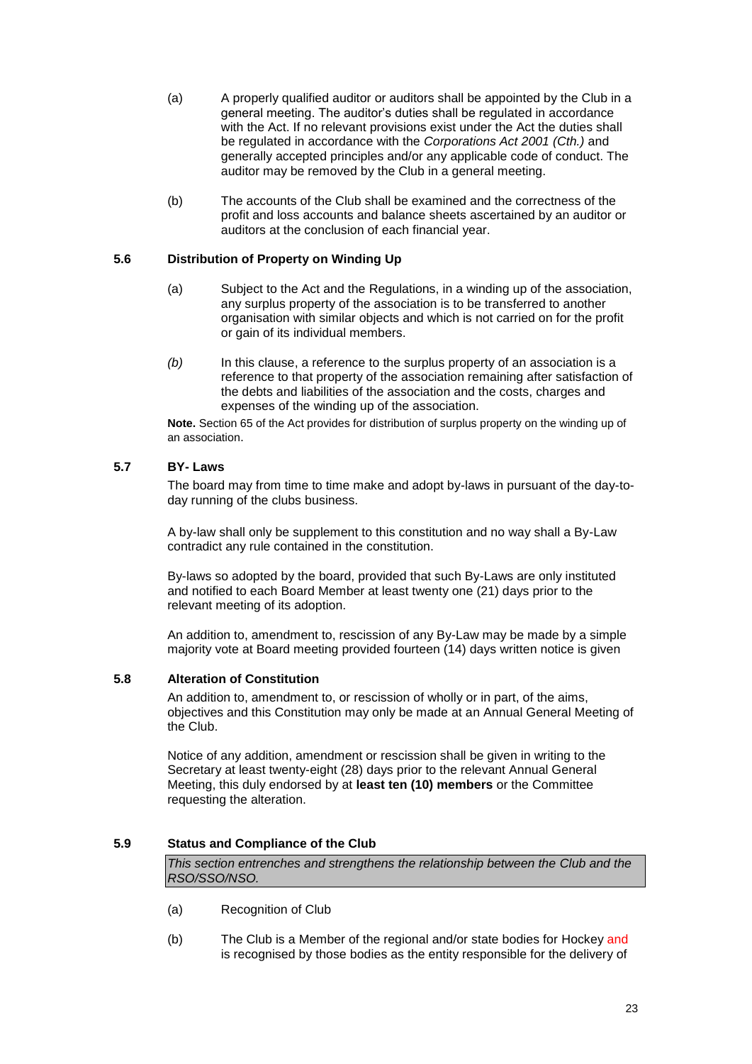(a) A properly qualified auditor or auditors shall be appointed by the Club in a general meeting. The auditor's duties shall be regulated in accordance with the Act. If no relevant provisions exist under the Act the duties shall be regulated in accordance with the *Corporations Act 2001 (Cth.)* and generally accepted principles and/or any applicable code of conduct. The auditor may be removed by the Club in a general meeting.

(b) The accounts of the Club shall be examined and the correctness of the profit and loss accounts and balance sheets ascertained by an auditor or auditors at the conclusion of each financial year.

### 5.6 Distribution of Property on Winding Up

(a) Subject to the Act and the Regulations, in a winding up of the association, any surplus property of the association is to be transferred to another organisation with similar objects and which is not carried on for the profit or gain of its individual members.

*(b)* In this clause, a reference to the surplus property of an association is a reference to that property of the association remaining after satisfaction of the debts and liabilities of the association and the costs, charges and expenses of the winding up of the association.

**Note.** Section 65 of the Act provides for distribution of surplus property on the winding up of an association.

### 5.7 BY- Laws

The board may from time to time make and adopt by-laws in pursuant of the day-to-day running of the clubs business.

A by-law shall only be supplement to this constitution and no way shall a By-Law contradict any rule contained in the constitution.

By-laws so adopted by the board, provided that such By-Laws are only instituted and notified to each Board Member at least twenty one (21) days prior to the relevant meeting of its adoption.

An addition to, amendment to, rescission of any By-Law may be made by a simple majority vote at Board meeting provided fourteen (14) days written notice is given

### 5.8 Alteration of Constitution

An addition to, amendment to, or rescission of wholly or in part, of the aims, objectives and this Constitution may only be made at an Annual General Meeting of the Club.

Notice of any addition, amendment or rescission shall be given in writing to the Secretary at least twenty-eight (28) days prior to the relevant Annual General Meeting, this duly endorsed by at **least ten (10) members** or the Committee requesting the alteration.

### 5.9 Status and Compliance of the Club

*This section entrenches and strengthens the relationship between the Club and the RSO/SSO/NSO.*

(a) Recognition of Club

(b) The Club is a Member of the regional and/or state bodies for Hockey and is recognised by those bodies as the entity responsible for the delivery of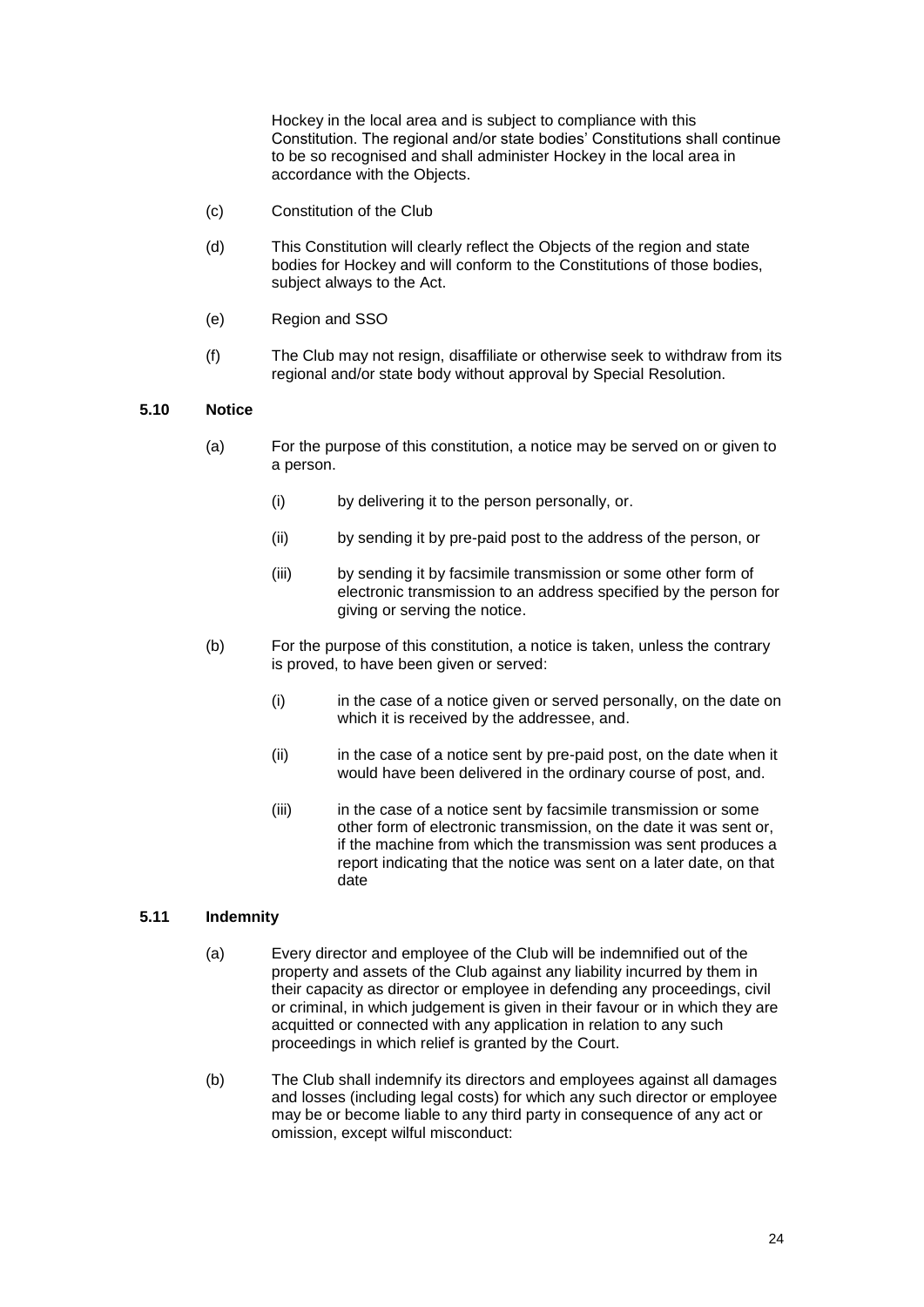Hockey in the local area and is subject to compliance with this Constitution. The regional and/or state bodies' Constitutions shall continue to be so recognised and shall administer Hockey in the local area in accordance with the Objects.

(c) Constitution of the Club

(d) This Constitution will clearly reflect the Objects of the region and state bodies for Hockey and will conform to the Constitutions of those bodies, subject always to the Act.

(e) Region and SSO

(f) The Club may not resign, disaffiliate or otherwise seek to withdraw from its regional and/or state body without approval by Special Resolution.

### 5.10 Notice

(a) For the purpose of this constitution, a notice may be served on or given to a person.

- (i) by delivering it to the person personally, or.
- (ii) by sending it by pre-paid post to the address of the person, or
- (iii) by sending it by facsimile transmission or some other form of electronic transmission to an address specified by the person for giving or serving the notice.

(b) For the purpose of this constitution, a notice is taken, unless the contrary is proved, to have been given or served:

- (i) in the case of a notice given or served personally, on the date on which it is received by the addressee, and.
- (ii) in the case of a notice sent by pre-paid post, on the date when it would have been delivered in the ordinary course of post, and.
- (iii) in the case of a notice sent by facsimile transmission or some other form of electronic transmission, on the date it was sent or, if the machine from which the transmission was sent produces a report indicating that the notice was sent on a later date, on that date

### 5.11 Indemnity

(a) Every director and employee of the Club will be indemnified out of the property and assets of the Club against any liability incurred by them in their capacity as director or employee in defending any proceedings, civil or criminal, in which judgement is given in their favour or in which they are acquitted or connected with any application in relation to any such proceedings in which relief is granted by the Court.

(b) The Club shall indemnify its directors and employees against all damages and losses (including legal costs) for which any such director or employee may be or become liable to any third party in consequence of any act or omission, except wilful misconduct: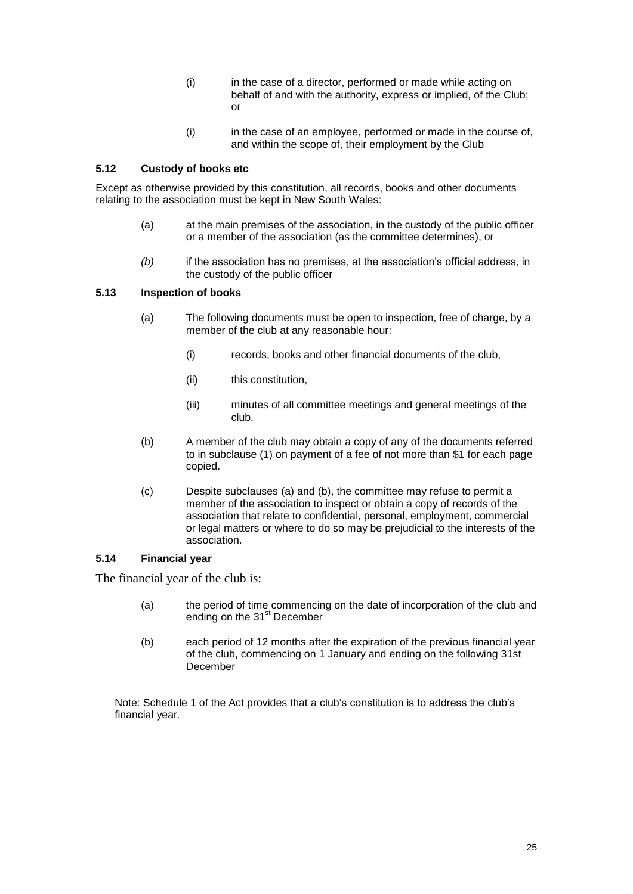(i) in the case of a director, performed or made while acting on behalf of and with the authority, express or implied, of the Club; or

(i) in the case of an employee, performed or made in the course of, and within the scope of, their employment by the Club

**5.12 Custody of books etc**

Except as otherwise provided by this constitution, all records, books and other documents relating to the association must be kept in New South Wales:

(a) at the main premises of the association, in the custody of the public officer or a member of the association (as the committee determines), or

*(b)* if the association has no premises, at the association's official address, in the custody of the public officer

**5.13 Inspection of books**

(a) The following documents must be open to inspection, free of charge, by a member of the club at any reasonable hour:

  (i) records, books and other financial documents of the club,

  (ii) this constitution,

  (iii) minutes of all committee meetings and general meetings of the club.

(b) A member of the club may obtain a copy of any of the documents referred to in subclause (1) on payment of a fee of not more than $1 for each page copied.

(c) Despite subclauses (a) and (b), the committee may refuse to permit a member of the association to inspect or obtain a copy of records of the association that relate to confidential, personal, employment, commercial or legal matters or where to do so may be prejudicial to the interests of the association.

**5.14 Financial year**

The financial year of the club is:

(a) the period of time commencing on the date of incorporation of the club and ending on the 31st December

(b) each period of 12 months after the expiration of the previous financial year of the club, commencing on 1 January and ending on the following 31st December

Note: Schedule 1 of the Act provides that a club's constitution is to address the club's financial year.